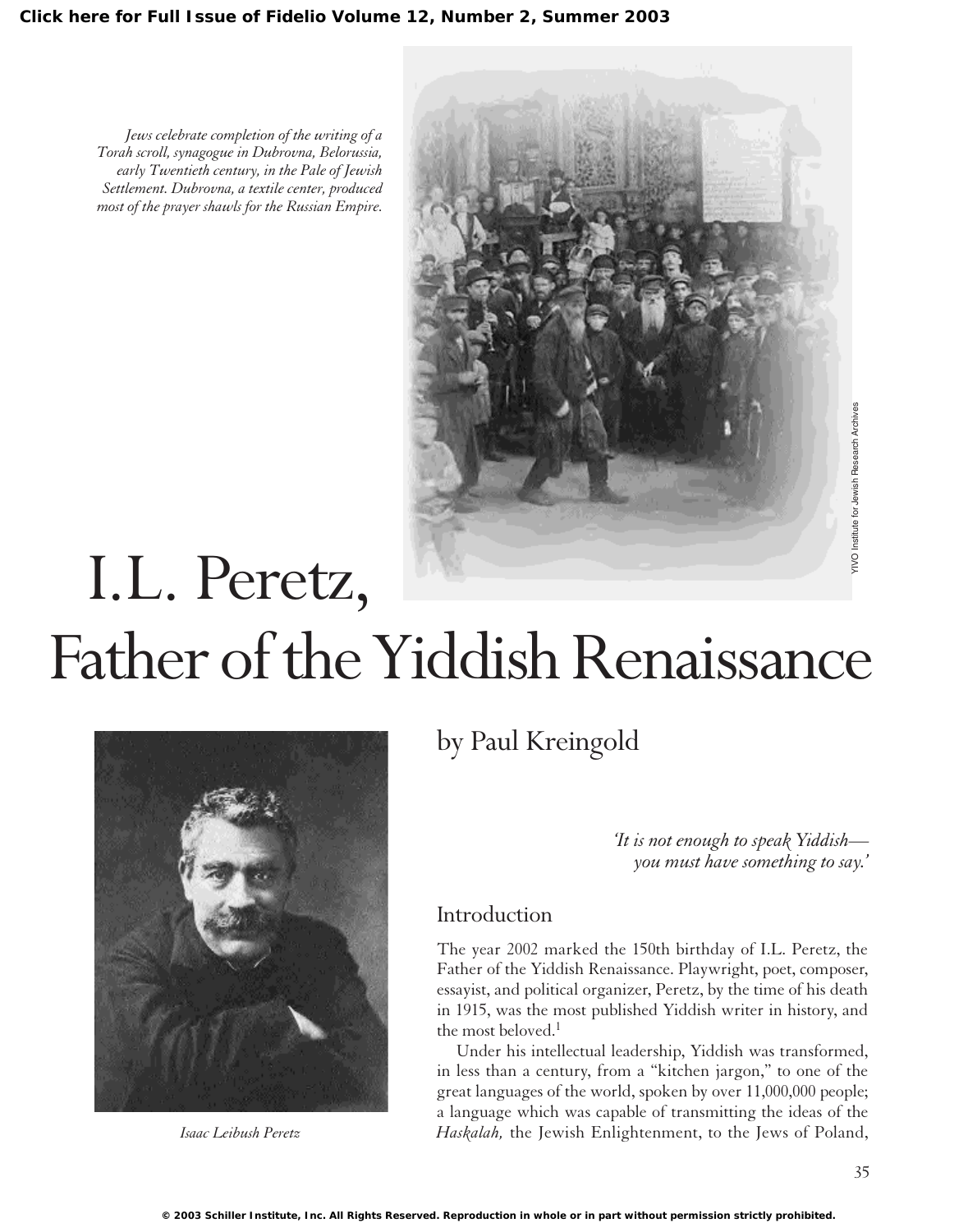Jews celebrate completion of the writing of a Torah scroll, synagogue in Dubrovna, Belorussia, early Twentieth century, in the Pale of Jewish Settlement. Dubrovna, a textile center, produced most of the prayer shawls for the Russian Empire.

# I.L. Peretz, Father of the Yiddish Renaissance

## by Paul Kreingold

*Isaac Leibush Peretz*

*'It is not enough to speak Yiddish—you must have something to say.'*

### Introduction

The year 2002 marked the 150th birthday of I.L. Peretz, the Father of the Yiddish Renaissance. Playwright, poet, composer, essayist, and political organizer, Peretz, by the time of his death in 1915, was the most published Yiddish writer in history, and the most beloved.[1]

Under his intellectual leadership, Yiddish was transformed, in less than a century, from a "kitchen jargon," to one of the great languages of the world, spoken by over 11,000,000 people; a language which was capable of transmitting the ideas of the *Haskalah,* the Jewish Enlightenment, to the Jews of Poland,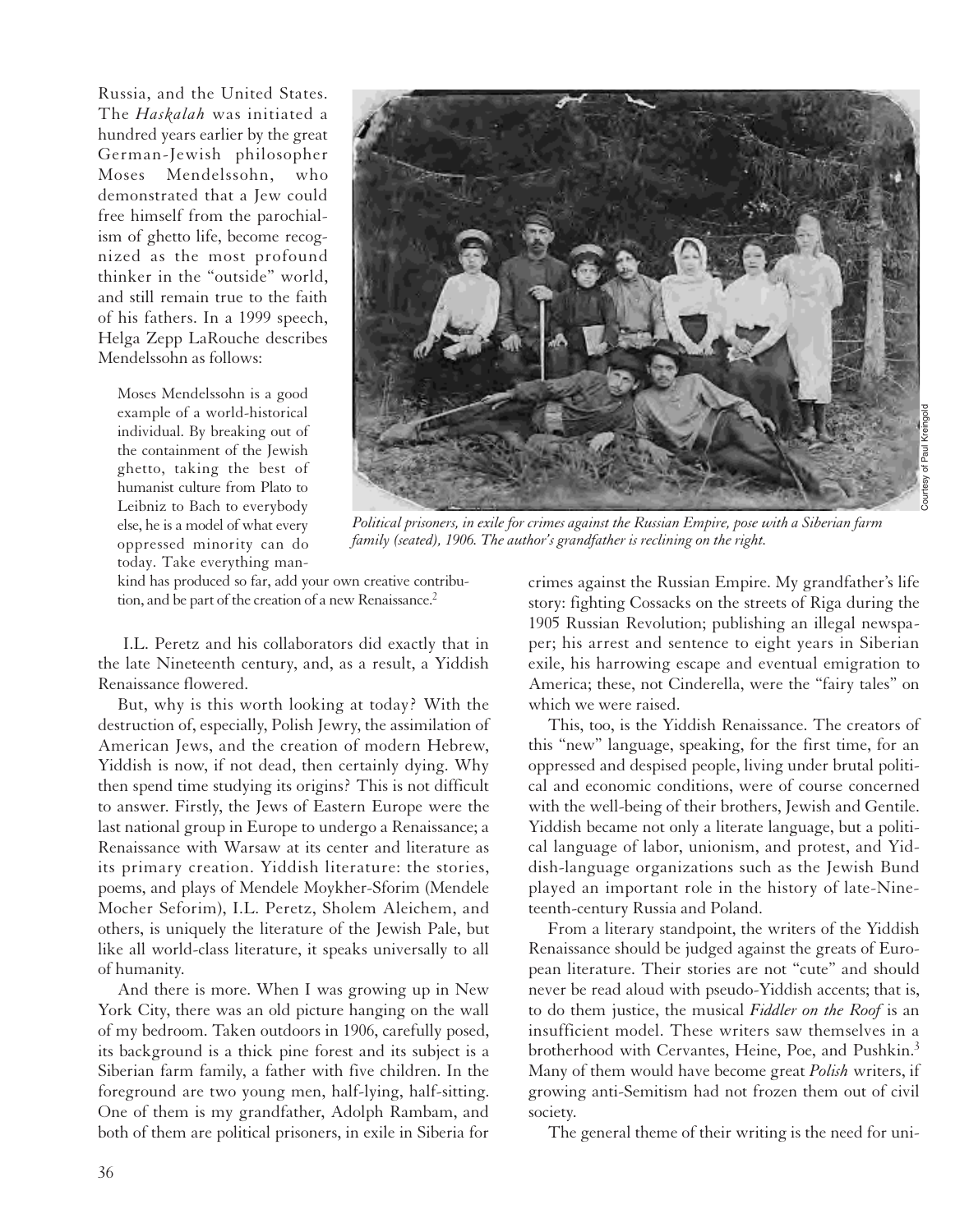Russia, and the United States. The *Haskalah* was initiated a hundred years earlier by the great German-Jewish philosopher Moses Mendelssohn, who demonstrated that a Jew could free himself from the parochialism of ghetto life, become recognized as the most profound thinker in the "outside" world, and still remain true to the faith of his fathers. In a 1999 speech, Helga Zepp LaRouche describes Mendelssohn as follows:

> Moses Mendelssohn is a good example of a world-historical individual. By breaking out of the containment of the Jewish ghetto, taking the best of humanist culture from Plato to Leibniz to Bach to everybody else, he is a model of what every oppressed minority can do today. Take everything mankind has produced so far, add your own creative contribution, and be part of the creation of a new Renaissance.[2]

I.L. Peretz and his collaborators did exactly that in the late Nineteenth century, and, as a result, a Yiddish Renaissance flowered.

But, why is this worth looking at today? With the destruction of, especially, Polish Jewry, the assimilation of American Jews, and the creation of modern Hebrew, Yiddish is now, if not dead, then certainly dying. Why then spend time studying its origins? This is not difficult to answer. Firstly, the Jews of Eastern Europe were the last national group in Europe to undergo a Renaissance; a Renaissance with Warsaw at its center and literature as its primary creation. Yiddish literature: the stories, poems, and plays of Mendele Moykher-Sforim (Mendele Mocher Seforim), I.L. Peretz, Sholem Aleichem, and others, is uniquely the literature of the Jewish Pale, but like all world-class literature, it speaks universally to all of humanity.

And there is more. When I was growing up in New York City, there was an old picture hanging on the wall of my bedroom. Taken outdoors in 1906, carefully posed, its background is a thick pine forest and its subject is a Siberian farm family, a father with five children. In the foreground are two young men, half-lying, half-sitting. One of them is my grandfather, Adolph Rambam, and both of them are political prisoners, in exile in Siberia for crimes against the Russian Empire. My grandfather's life story: fighting Cossacks on the streets of Riga during the 1905 Russian Revolution; publishing an illegal newspaper; his arrest and sentence to eight years in Siberian exile, his harrowing escape and eventual emigration to America; these, not Cinderella, were the "fairy tales" on which we were raised.

*Political prisoners, in exile for crimes against the Russian Empire, pose with a Siberian farm family (seated), 1906. The author's grandfather is reclining on the right.*

Courtesy of Paul Kreingold

This, too, is the Yiddish Renaissance. The creators of this "new" language, speaking, for the first time, for an oppressed and despised people, living under brutal political and economic conditions, were of course concerned with the well-being of their brothers, Jewish and Gentile. Yiddish became not only a literate language, but a political language of labor, unionism, and protest, and Yiddish-language organizations such as the Jewish Bund played an important role in the history of late-Nineteenth-century Russia and Poland.

From a literary standpoint, the writers of the Yiddish Renaissance should be judged against the greats of European literature. Their stories are not "cute" and should never be read aloud with pseudo-Yiddish accents; that is, to do them justice, the musical *Fiddler on the Roof* is an insufficient model. These writers saw themselves in a brotherhood with Cervantes, Heine, Poe, and Pushkin.[3] Many of them would have become great *Polish* writers, if growing anti-Semitism had not frozen them out of civil society.

The general theme of their writing is the need for uni-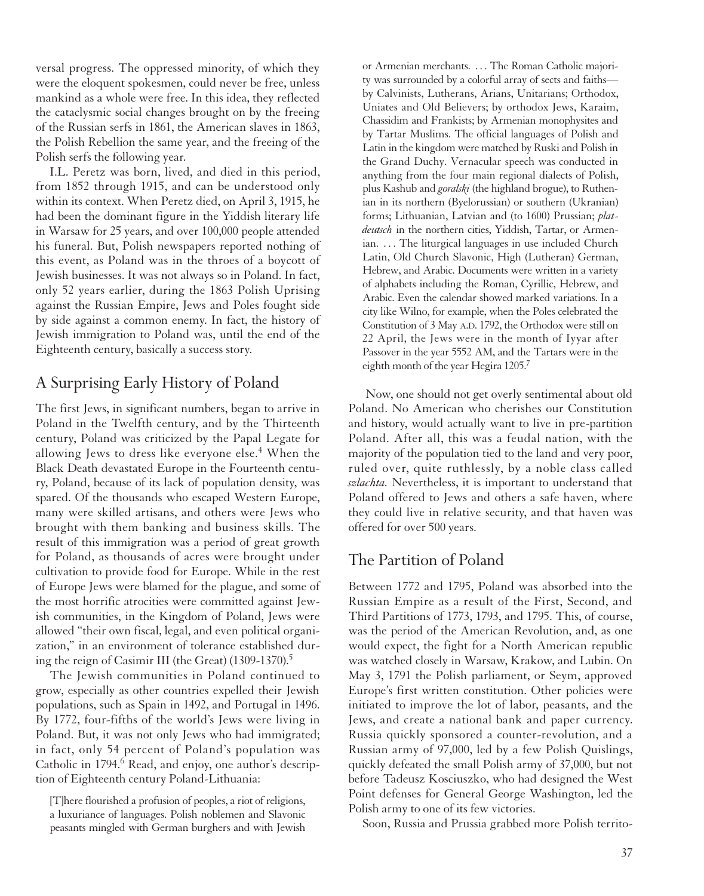versal progress. The oppressed minority, of which they were the eloquent spokesmen, could never be free, unless mankind as a whole were free. In this idea, they reflected the cataclysmic social changes brought on by the freeing of the Russian serfs in 1861, the American slaves in 1863, the Polish Rebellion the same year, and the freeing of the Polish serfs the following year.

I.L. Peretz was born, lived, and died in this period, from 1852 through 1915, and can be understood only within its context. When Peretz died, on April 3, 1915, he had been the dominant figure in the Yiddish literary life in Warsaw for 25 years, and over 100,000 people attended his funeral. But, Polish newspapers reported nothing of this event, as Poland was in the throes of a boycott of Jewish businesses. It was not always so in Poland. In fact, only 52 years earlier, during the 1863 Polish Uprising against the Russian Empire, Jews and Poles fought side by side against a common enemy. In fact, the history of Jewish immigration to Poland was, until the end of the Eighteenth century, basically a success story.

## A Surprising Early History of Poland

The first Jews, in significant numbers, began to arrive in Poland in the Twelfth century, and by the Thirteenth century, Poland was criticized by the Papal Legate for allowing Jews to dress like everyone else.[4] When the Black Death devastated Europe in the Fourteenth century, Poland, because of its lack of population density, was spared. Of the thousands who escaped Western Europe, many were skilled artisans, and others were Jews who brought with them banking and business skills. The result of this immigration was a period of great growth for Poland, as thousands of acres were brought under cultivation to provide food for Europe. While in the rest of Europe Jews were blamed for the plague, and some of the most horrific atrocities were committed against Jewish communities, in the Kingdom of Poland, Jews were allowed "their own fiscal, legal, and even political organization," in an environment of tolerance established during the reign of Casimir III (the Great) (1309-1370).[5]

The Jewish communities in Poland continued to grow, especially as other countries expelled their Jewish populations, such as Spain in 1492, and Portugal in 1496. By 1772, four-fifths of the world's Jews were living in Poland. But, it was not only Jews who had immigrated; in fact, only 54 percent of Poland's population was Catholic in 1794.[6] Read, and enjoy, one author's description of Eighteenth century Poland-Lithuania:

> [T]here flourished a profusion of peoples, a riot of religions, a luxuriance of languages. Polish noblemen and Slavonic peasants mingled with German burghers and with Jewish or Armenian merchants. ... The Roman Catholic majority was surrounded by a colorful array of sects and faiths—by Calvinists, Lutherans, Arians, Unitarians; Orthodox, Uniates and Old Believers; by orthodox Jews, Karaim, Chassidim and Frankists; by Armenian monophysites and by Tartar Muslims. The official languages of Polish and Latin in the kingdom were matched by Ruski and Polish in the Grand Duchy. Vernacular speech was conducted in anything from the four main regional dialects of Polish, plus Kashub and *goralski* (the highland brogue), to Ruthenian in its northern (Byelorussian) or southern (Ukranian) forms; Lithuanian, Latvian and (to 1600) Prussian; *platdeutsch* in the northern cities, Yiddish, Tartar, or Armenian. ... The liturgical languages in use included Church Latin, Old Church Slavonic, High (Lutheran) German, Hebrew, and Arabic. Documents were written in a variety of alphabets including the Roman, Cyrillic, Hebrew, and Arabic. Even the calendar showed marked variations. In a city like Wilno, for example, when the Poles celebrated the Constitution of 3 May A.D. 1792, the Orthodox were still on 22 April, the Jews were in the month of Iyyar after Passover in the year 5552 AM, and the Tartars were in the eighth month of the year Hegira 1205.[7]

Now, one should not get overly sentimental about old Poland. No American who cherishes our Constitution and history, would actually want to live in pre-partition Poland. After all, this was a feudal nation, with the majority of the population tied to the land and very poor, ruled over, quite ruthlessly, by a noble class called *szlachta.* Nevertheless, it is important to understand that Poland offered to Jews and others a safe haven, where they could live in relative security, and that haven was offered for over 500 years.

## The Partition of Poland

Between 1772 and 1795, Poland was absorbed into the Russian Empire as a result of the First, Second, and Third Partitions of 1773, 1793, and 1795. This, of course, was the period of the American Revolution, and, as one would expect, the fight for a North American republic was watched closely in Warsaw, Krakow, and Lubin. On May 3, 1791 the Polish parliament, or Seym, approved Europe's first written constitution. Other policies were initiated to improve the lot of labor, peasants, and the Jews, and create a national bank and paper currency. Russia quickly sponsored a counter-revolution, and a Russian army of 97,000, led by a few Polish Quislings, quickly defeated the small Polish army of 37,000, but not before Tadeusz Kosciuszko, who had designed the West Point defenses for General George Washington, led the Polish army to one of its few victories.

Soon, Russia and Prussia grabbed more Polish territo-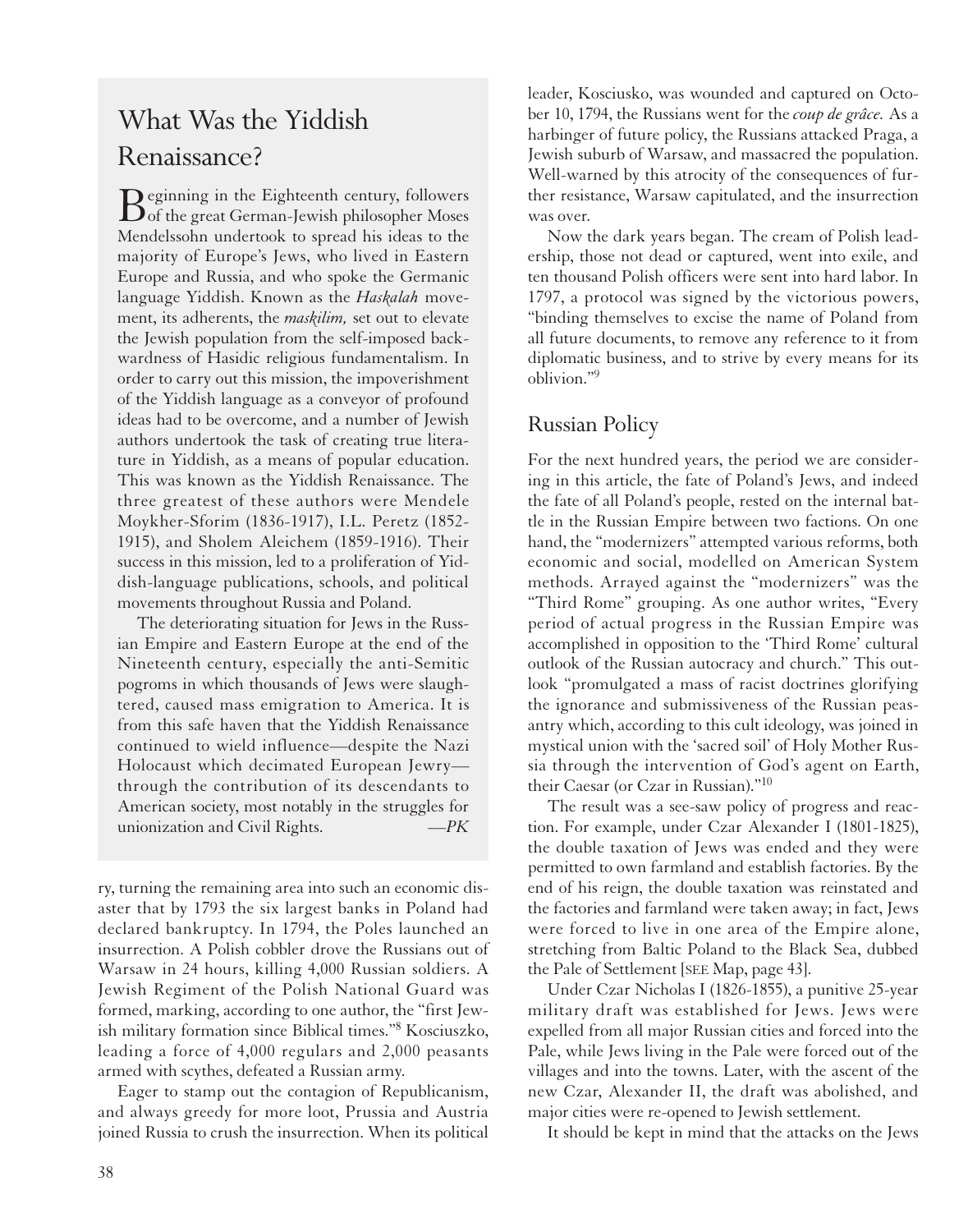## What Was the Yiddish Renaissance?

Beginning in the Eighteenth century, followers of the great German-Jewish philosopher Moses Mendelssohn undertook to spread his ideas to the majority of Europe's Jews, who lived in Eastern Europe and Russia, and who spoke the Germanic language Yiddish. Known as the *Haskalah* movement, its adherents, the *maskilim,* set out to elevate the Jewish population from the self-imposed backwardness of Hasidic religious fundamentalism. In order to carry out this mission, the impoverishment of the Yiddish language as a conveyor of profound ideas had to be overcome, and a number of Jewish authors undertook the task of creating true literature in Yiddish, as a means of popular education. This was known as the Yiddish Renaissance. The three greatest of these authors were Mendele Moykher-Sforim (1836-1917), I.L. Peretz (1852-1915), and Sholem Aleichem (1859-1916). Their success in this mission, led to a proliferation of Yiddish-language publications, schools, and political movements throughout Russia and Poland.

The deteriorating situation for Jews in the Russian Empire and Eastern Europe at the end of the Nineteenth century, especially the anti-Semitic pogroms in which thousands of Jews were slaughtered, caused mass emigration to America. It is from this safe haven that the Yiddish Renaissance continued to wield influence—despite the Nazi Holocaust which decimated European Jewry—through the contribution of its descendants to American society, most notably in the struggles for unionization and Civil Rights. —*PK*

ry, turning the remaining area into such an economic disaster that by 1793 the six largest banks in Poland had declared bankruptcy. In 1794, the Poles launched an insurrection. A Polish cobbler drove the Russians out of Warsaw in 24 hours, killing 4,000 Russian soldiers. A Jewish Regiment of the Polish National Guard was formed, marking, according to one author, the "first Jewish military formation since Biblical times."[8] Kosciuszko, leading a force of 4,000 regulars and 2,000 peasants armed with scythes, defeated a Russian army.

Eager to stamp out the contagion of Republicanism, and always greedy for more loot, Prussia and Austria joined Russia to crush the insurrection. When its political leader, Kosciusko, was wounded and captured on October 10, 1794, the Russians went for the *coup de grâce.* As a harbinger of future policy, the Russians attacked Praga, a Jewish suburb of Warsaw, and massacred the population. Well-warned by this atrocity of the consequences of further resistance, Warsaw capitulated, and the insurrection was over.

Now the dark years began. The cream of Polish leadership, those not dead or captured, went into exile, and ten thousand Polish officers were sent into hard labor. In 1797, a protocol was signed by the victorious powers, "binding themselves to excise the name of Poland from all future documents, to remove any reference to it from diplomatic business, and to strive by every means for its oblivion."[9]

## Russian Policy

For the next hundred years, the period we are considering in this article, the fate of Poland's Jews, and indeed the fate of all Poland's people, rested on the internal battle in the Russian Empire between two factions. On one hand, the "modernizers" attempted various reforms, both economic and social, modelled on American System methods. Arrayed against the "modernizers" was the "Third Rome" grouping. As one author writes, "Every period of actual progress in the Russian Empire was accomplished in opposition to the 'Third Rome' cultural outlook of the Russian autocracy and church." This outlook "promulgated a mass of racist doctrines glorifying the ignorance and submissiveness of the Russian peasantry which, according to this cult ideology, was joined in mystical union with the 'sacred soil' of Holy Mother Russia through the intervention of God's agent on Earth, their Caesar (or Czar in Russian)."[10]

The result was a see-saw policy of progress and reaction. For example, under Czar Alexander I (1801-1825), the double taxation of Jews was ended and they were permitted to own farmland and establish factories. By the end of his reign, the double taxation was reinstated and the factories and farmland were taken away; in fact, Jews were forced to live in one area of the Empire alone, stretching from Baltic Poland to the Black Sea, dubbed the Pale of Settlement [SEE Map, page 43].

Under Czar Nicholas I (1826-1855), a punitive 25-year military draft was established for Jews. Jews were expelled from all major Russian cities and forced into the Pale, while Jews living in the Pale were forced out of the villages and into the towns. Later, with the ascent of the new Czar, Alexander II, the draft was abolished, and major cities were re-opened to Jewish settlement.

It should be kept in mind that the attacks on the Jews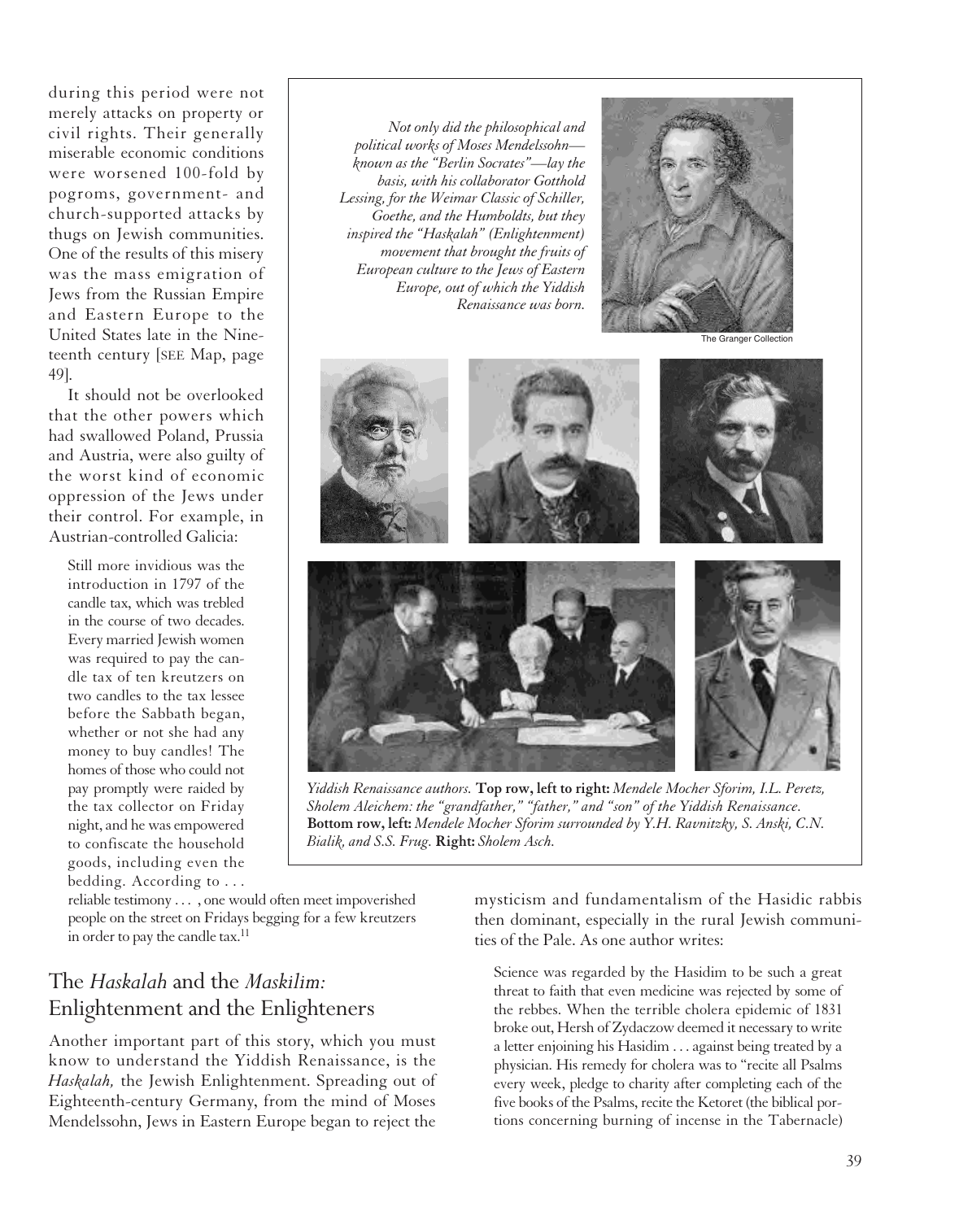during this period were not merely attacks on property or civil rights. Their generally miserable economic conditions were worsened 100-fold by pogroms, government- and church-supported attacks by thugs on Jewish communities. One of the results of this misery was the mass emigration of Jews from the Russian Empire and Eastern Europe to the United States late in the Nineteenth century [SEE Map, page 49].

It should not be overlooked that the other powers which had swallowed Poland, Prussia and Austria, were also guilty of the worst kind of economic oppression of the Jews under their control. For example, in Austrian-controlled Galicia:

> Still more invidious was the introduction in 1797 of the candle tax, which was trebled in the course of two decades. Every married Jewish women was required to pay the candle tax of ten kreutzers on two candles to the tax lessee before the Sabbath began, whether or not she had any money to buy candles! The homes of those who could not pay promptly were raided by the tax collector on Friday night, and he was empowered to confiscate the household goods, including even the bedding. According to . . . reliable testimony . . . , one would often meet impoverished people on the street on Fridays begging for a few kreutzers in order to pay the candle tax.[11]

*Not only did the philosophical and political works of Moses Mendelssohn—known as the "Berlin Socrates"—lay the basis, with his collaborator Gotthold Lessing, for the Weimar Classic of Schiller, Goethe, and the Humboldts, but they inspired the "Haskalah" (Enlightenment) movement that brought the fruits of European culture to the Jews of Eastern Europe, out of which the Yiddish Renaissance was born.*

The Granger Collection

*Yiddish Renaissance authors.* **Top row, left to right:** *Mendele Mocher Sforim, I.L. Peretz, Sholem Aleichem: the "grandfather," "father," and "son" of the Yiddish Renaissance.* **Bottom row, left:** *Mendele Mocher Sforim surrounded by Y.H. Ravnitzky, S. Anski, C.N. Bialik, and S.S. Frug.* **Right:** *Sholem Asch.*

## The *Haskalah* and the *Maskilim:* Enlightenment and the Enlighteners

Another important part of this story, which you must know to understand the Yiddish Renaissance, is the *Haskalah,* the Jewish Enlightenment. Spreading out of Eighteenth-century Germany, from the mind of Moses Mendelssohn, Jews in Eastern Europe began to reject the mysticism and fundamentalism of the Hasidic rabbis then dominant, especially in the rural Jewish communities of the Pale. As one author writes:

> Science was regarded by the Hasidim to be such a great threat to faith that even medicine was rejected by some of the rebbes. When the terrible cholera epidemic of 1831 broke out, Hersh of Zydaczow deemed it necessary to write a letter enjoining his Hasidim . . . against being treated by a physician. His remedy for cholera was to "recite all Psalms every week, pledge to charity after completing each of the five books of the Psalms, recite the Ketoret (the biblical portions concerning burning of incense in the Tabernacle)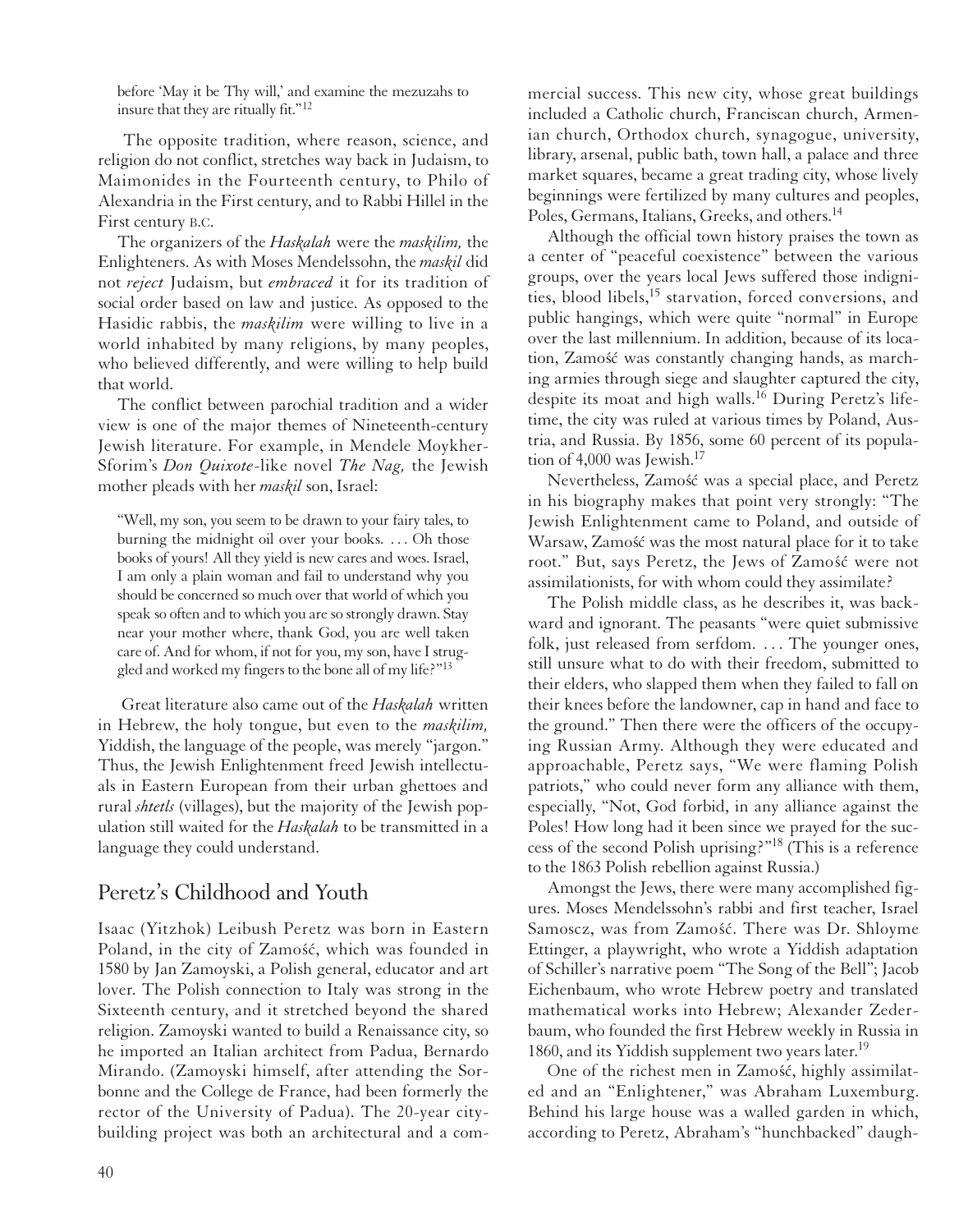> before 'May it be Thy will,' and examine the mezuzahs to insure that they are ritually fit."[12]

The opposite tradition, where reason, science, and religion do not conflict, stretches way back in Judaism, to Maimonides in the Fourteenth century, to Philo of Alexandria in the First century, and to Rabbi Hillel in the First century B.C.

The organizers of the *Haskalah* were the *maskilim,* the Enlighteners. As with Moses Mendelssohn, the *maskil* did not *reject* Judaism, but *embraced* it for its tradition of social order based on law and justice. As opposed to the Hasidic rabbis, the *maskilim* were willing to live in a world inhabited by many religions, by many peoples, who believed differently, and were willing to help build that world.

The conflict between parochial tradition and a wider view is one of the major themes of Nineteenth-century Jewish literature. For example, in Mendele Moykher-Sforim's *Don Quixote*-like novel *The Nag,* the Jewish mother pleads with her *maskil* son, Israel:

> "Well, my son, you seem to be drawn to your fairy tales, to burning the midnight oil over your books. ... Oh those books of yours! All they yield is new cares and woes. Israel, I am only a plain woman and fail to understand why you should be concerned so much over that world of which you speak so often and to which you are so strongly drawn. Stay near your mother where, thank God, you are well taken care of. And for whom, if not for you, my son, have I struggled and worked my fingers to the bone all of my life?"[13]

Great literature also came out of the *Haskalah* written in Hebrew, the holy tongue, but even to the *maskilim,* Yiddish, the language of the people, was merely "jargon." Thus, the Jewish Enlightenment freed Jewish intellectuals in Eastern European from their urban ghettoes and rural *shtetls* (villages), but the majority of the Jewish population still waited for the *Haskalah* to be transmitted in a language they could understand.

## Peretz's Childhood and Youth

Isaac (Yitzhok) Leibush Peretz was born in Eastern Poland, in the city of Zamość, which was founded in 1580 by Jan Zamoyski, a Polish general, educator and art lover. The Polish connection to Italy was strong in the Sixteenth century, and it stretched beyond the shared religion. Zamoyski wanted to build a Renaissance city, so he imported an Italian architect from Padua, Bernardo Mirando. (Zamoyski himself, after attending the Sorbonne and the College de France, had been formerly the rector of the University of Padua). The 20-year city-building project was both an architectural and a commercial success. This new city, whose great buildings included a Catholic church, Franciscan church, Armenian church, Orthodox church, synagogue, university, library, arsenal, public bath, town hall, a palace and three market squares, became a great trading city, whose lively beginnings were fertilized by many cultures and peoples, Poles, Germans, Italians, Greeks, and others.[14]

Although the official town history praises the town as a center of "peaceful coexistence" between the various groups, over the years local Jews suffered those indignities, blood libels,[15] starvation, forced conversions, and public hangings, which were quite "normal" in Europe over the last millennium. In addition, because of its location, Zamość was constantly changing hands, as marching armies through siege and slaughter captured the city, despite its moat and high walls.[16] During Peretz's lifetime, the city was ruled at various times by Poland, Austria, and Russia. By 1856, some 60 percent of its population of 4,000 was Jewish.[17]

Nevertheless, Zamość was a special place, and Peretz in his biography makes that point very strongly: "The Jewish Enlightenment came to Poland, and outside of Warsaw, Zamość was the most natural place for it to take root." But, says Peretz, the Jews of Zamość were not assimilationists, for with whom could they assimilate?

The Polish middle class, as he describes it, was backward and ignorant. The peasants "were quiet submissive folk, just released from serfdom. ... The younger ones, still unsure what to do with their freedom, submitted to their elders, who slapped them when they failed to fall on their knees before the landowner, cap in hand and face to the ground." Then there were the officers of the occupying Russian Army. Although they were educated and approachable, Peretz says, "We were flaming Polish patriots," who could never form any alliance with them, especially, "Not, God forbid, in any alliance against the Poles! How long had it been since we prayed for the success of the second Polish uprising?"[18] (This is a reference to the 1863 Polish rebellion against Russia.)

Amongst the Jews, there were many accomplished figures. Moses Mendelssohn's rabbi and first teacher, Israel Samoscz, was from Zamość. There was Dr. Shloyme Ettinger, a playwright, who wrote a Yiddish adaptation of Schiller's narrative poem "The Song of the Bell"; Jacob Eichenbaum, who wrote Hebrew poetry and translated mathematical works into Hebrew; Alexander Zederbaum, who founded the first Hebrew weekly in Russia in 1860, and its Yiddish supplement two years later.[19]

One of the richest men in Zamość, highly assimilated and an "Enlightener," was Abraham Luxemburg. Behind his large house was a walled garden in which, according to Peretz, Abraham's "hunchbacked" daugh-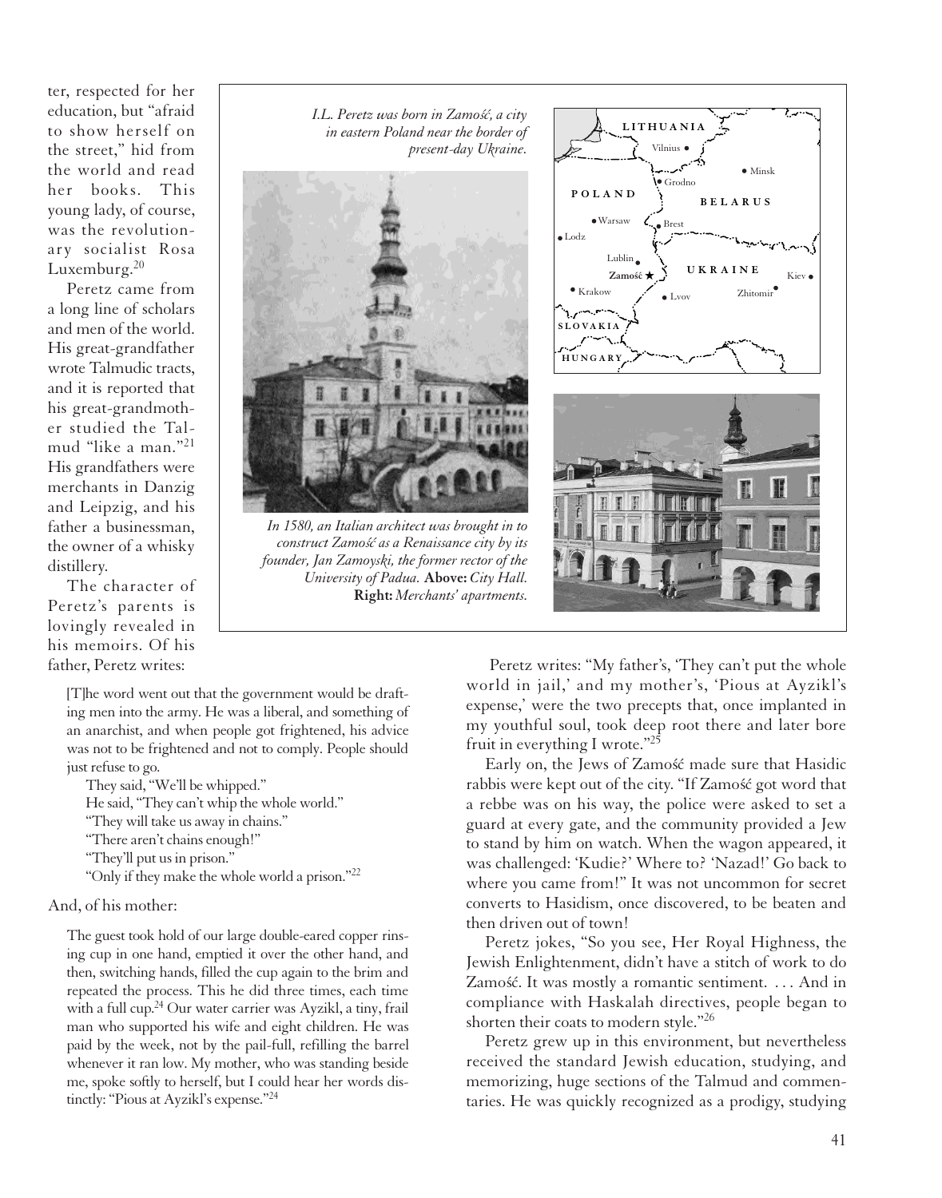ter, respected for her education, but "afraid to show herself on the street," hid from the world and read her books. This young lady, of course, was the revolutionary socialist Rosa Luxemburg.[20]

Peretz came from a long line of scholars and men of the world. His great-grandfather wrote Talmudic tracts, and it is reported that his great-grandmother studied the Talmud "like a man."[21] His grandfathers were merchants in Danzig and Leipzig, and his father a businessman, the owner of a whisky distillery.

The character of Peretz's parents is lovingly revealed in his memoirs. Of his father, Peretz writes:

> [T]he word went out that the government would be drafting men into the army. He was a liberal, and something of an anarchist, and when people got frightened, his advice was not to be frightened and not to comply. People should just refuse to go.
>
> They said, "We'll be whipped."
>
> He said, "They can't whip the whole world."
>
> "They will take us away in chains."
>
> "There aren't chains enough!"
>
> "They'll put us in prison."
>
> "Only if they make the whole world a prison."[22]

And, of his mother:

> The guest took hold of our large double-eared copper rinsing cup in one hand, emptied it over the other hand, and then, switching hands, filled the cup again to the brim and repeated the process. This he did three times, each time with a full cup.[24] Our water carrier was Ayzikl, a tiny, frail man who supported his wife and eight children. He was paid by the week, not by the pail-full, refilling the barrel whenever it ran low. My mother, who was standing beside me, spoke softly to herself, but I could hear her words distinctly: "Pious at Ayzikl's expense."[24]

*I.L. Peretz was born in Zamość, a city in eastern Poland near the border of present-day Ukraine.*

*In 1580, an Italian architect was brought in to construct Zamość as a Renaissance city by its founder, Jan Zamoyski, the former rector of the University of Padua.* **Above:** *City Hall.* **Right:** *Merchants' apartments.*

Peretz writes: "My father's, 'They can't put the whole world in jail,' and my mother's, 'Pious at Ayzikl's expense,' were the two precepts that, once implanted in my youthful soul, took deep root there and later bore fruit in everything I wrote."[25]

Early on, the Jews of Zamość made sure that Hasidic rabbis were kept out of the city. "If Zamość got word that a rebbe was on his way, the police were asked to set a guard at every gate, and the community provided a Jew to stand by him on watch. When the wagon appeared, it was challenged: 'Kudie?' Where to? 'Nazad!' Go back to where you came from!" It was not uncommon for secret converts to Hasidism, once discovered, to be beaten and then driven out of town!

Peretz jokes, "So you see, Her Royal Highness, the Jewish Enlightenment, didn't have a stitch of work to do Zamość. It was mostly a romantic sentiment. . . . And in compliance with Haskalah directives, people began to shorten their coats to modern style."[26]

Peretz grew up in this environment, but nevertheless received the standard Jewish education, studying, and memorizing, huge sections of the Talmud and commentaries. He was quickly recognized as a prodigy, studying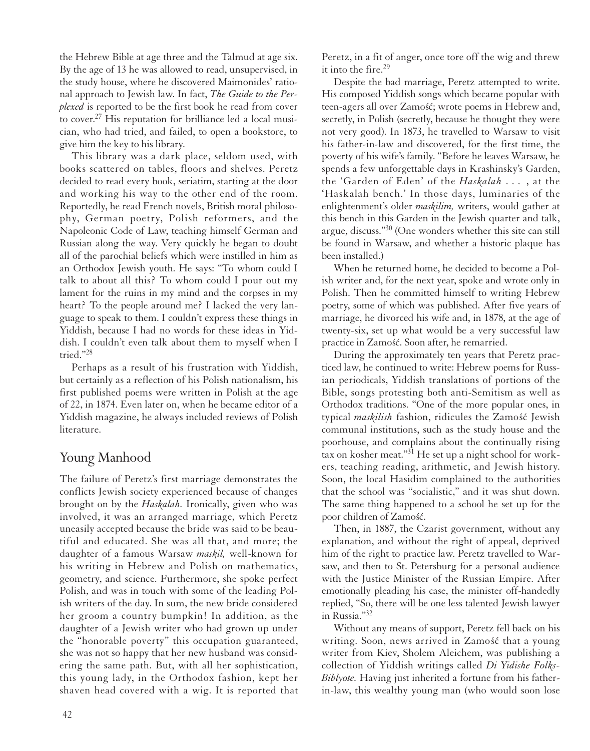the Hebrew Bible at age three and the Talmud at age six. By the age of 13 he was allowed to read, unsupervised, in the study house, where he discovered Maimonides' rational approach to Jewish law. In fact, *The Guide to the Perplexed* is reported to be the first book he read from cover to cover.[27] His reputation for brilliance led a local musician, who had tried, and failed, to open a bookstore, to give him the key to his library.

This library was a dark place, seldom used, with books scattered on tables, floors and shelves. Peretz decided to read every book, seriatim, starting at the door and working his way to the other end of the room. Reportedly, he read French novels, British moral philosophy, German poetry, Polish reformers, and the Napoleonic Code of Law, teaching himself German and Russian along the way. Very quickly he began to doubt all of the parochial beliefs which were instilled in him as an Orthodox Jewish youth. He says: "To whom could I talk to about all this? To whom could I pour out my lament for the ruins in my mind and the corpses in my heart? To the people around me? I lacked the very language to speak to them. I couldn't express these things in Yiddish, because I had no words for these ideas in Yiddish. I couldn't even talk about them to myself when I tried."[28]

Perhaps as a result of his frustration with Yiddish, but certainly as a reflection of his Polish nationalism, his first published poems were written in Polish at the age of 22, in 1874. Even later on, when he became editor of a Yiddish magazine, he always included reviews of Polish literature.

## Young Manhood

The failure of Peretz's first marriage demonstrates the conflicts Jewish society experienced because of changes brought on by the *Haskalah*. Ironically, given who was involved, it was an arranged marriage, which Peretz uneasily accepted because the bride was said to be beautiful and educated. She was all that, and more; the daughter of a famous Warsaw *maskil,* well-known for his writing in Hebrew and Polish on mathematics, geometry, and science. Furthermore, she spoke perfect Polish, and was in touch with some of the leading Polish writers of the day. In sum, the new bride considered her groom a country bumpkin! In addition, as the daughter of a Jewish writer who had grown up under the "honorable poverty" this occupation guaranteed, she was not so happy that her new husband was considering the same path. But, with all her sophistication, this young lady, in the Orthodox fashion, kept her shaven head covered with a wig. It is reported that Peretz, in a fit of anger, once tore off the wig and threw it into the fire.[29]

Despite the bad marriage, Peretz attempted to write. His composed Yiddish songs which became popular with teen-agers all over Zamość; wrote poems in Hebrew and, secretly, in Polish (secretly, because he thought they were not very good). In 1873, he travelled to Warsaw to visit his father-in-law and discovered, for the first time, the poverty of his wife's family. "Before he leaves Warsaw, he spends a few unforgettable days in Krashinsky's Garden, the 'Garden of Eden' of the *Haskalah* . . . , at the 'Haskalah bench.' In those days, luminaries of the enlightenment's older *maskilim,* writers, would gather at this bench in this Garden in the Jewish quarter and talk, argue, discuss."[30] (One wonders whether this site can still be found in Warsaw, and whether a historic plaque has been installed.)

When he returned home, he decided to become a Polish writer and, for the next year, spoke and wrote only in Polish. Then he committed himself to writing Hebrew poetry, some of which was published. After five years of marriage, he divorced his wife and, in 1878, at the age of twenty-six, set up what would be a very successful law practice in Zamość. Soon after, he remarried.

During the approximately ten years that Peretz practiced law, he continued to write: Hebrew poems for Russian periodicals, Yiddish translations of portions of the Bible, songs protesting both anti-Semitism as well as Orthodox traditions. "One of the more popular ones, in typical *maskilish* fashion, ridicules the Zamość Jewish communal institutions, such as the study house and the poorhouse, and complains about the continually rising tax on kosher meat."[31] He set up a night school for workers, teaching reading, arithmetic, and Jewish history. Soon, the local Hasidim complained to the authorities that the school was "socialistic," and it was shut down. The same thing happened to a school he set up for the poor children of Zamość.

Then, in 1887, the Czarist government, without any explanation, and without the right of appeal, deprived him of the right to practice law. Peretz travelled to Warsaw, and then to St. Petersburg for a personal audience with the Justice Minister of the Russian Empire. After emotionally pleading his case, the minister off-handedly replied, "So, there will be one less talented Jewish lawyer in Russia."[32]

Without any means of support, Peretz fell back on his writing. Soon, news arrived in Zamość that a young writer from Kiev, Sholem Aleichem, was publishing a collection of Yiddish writings called *Di Yidishe Folks-Biblyote.* Having just inherited a fortune from his father-in-law, this wealthy young man (who would soon lose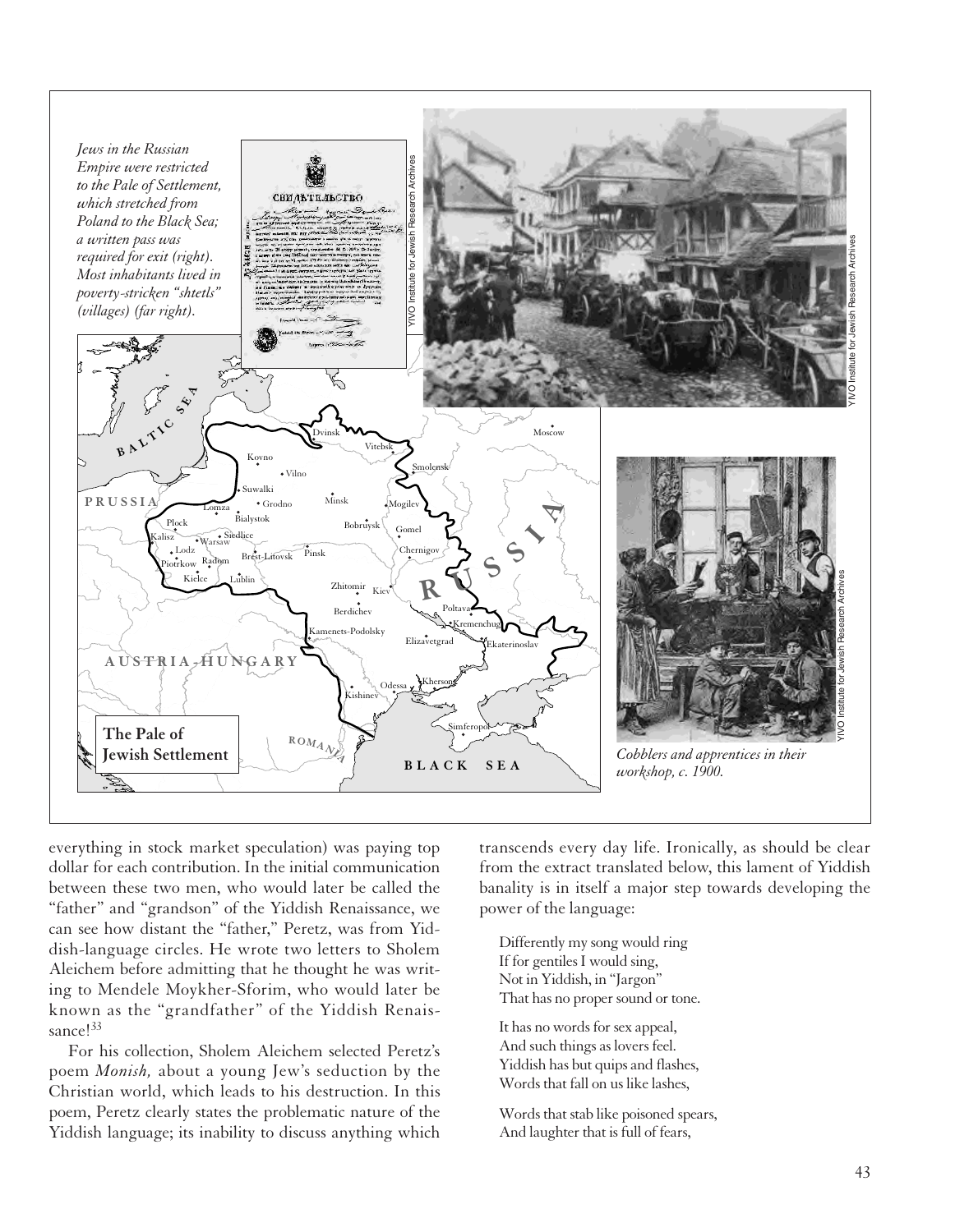*Jews in the Russian Empire were restricted to the Pale of Settlement, which stretched from Poland to the Black Sea; a written pass was required for exit (right). Most inhabitants lived in poverty-stricken "shtetls" (villages) (far right).*

*Cobblers and apprentices in their workshop, c. 1900.*

everything in stock market speculation) was paying top dollar for each contribution. In the initial communication between these two men, who would later be called the "father" and "grandson" of the Yiddish Renaissance, we can see how distant the "father," Peretz, was from Yiddish-language circles. He wrote two letters to Sholem Aleichem before admitting that he thought he was writing to Mendele Moykher-Sforim, who would later be known as the "grandfather" of the Yiddish Renaissance![33]

For his collection, Sholem Aleichem selected Peretz's poem *Monish,* about a young Jew's seduction by the Christian world, which leads to his destruction. In this poem, Peretz clearly states the problematic nature of the Yiddish language; its inability to discuss anything which transcends every day life. Ironically, as should be clear from the extract translated below, this lament of Yiddish banality is in itself a major step towards developing the power of the language:

> Differently my song would ring
> If for gentiles I would sing,
> Not in Yiddish, in "Jargon"
> That has no proper sound or tone.
>
> It has no words for sex appeal,
> And such things as lovers feel.
> Yiddish has but quips and flashes,
> Words that fall on us like lashes,
>
> Words that stab like poisoned spears,
> And laughter that is full of fears,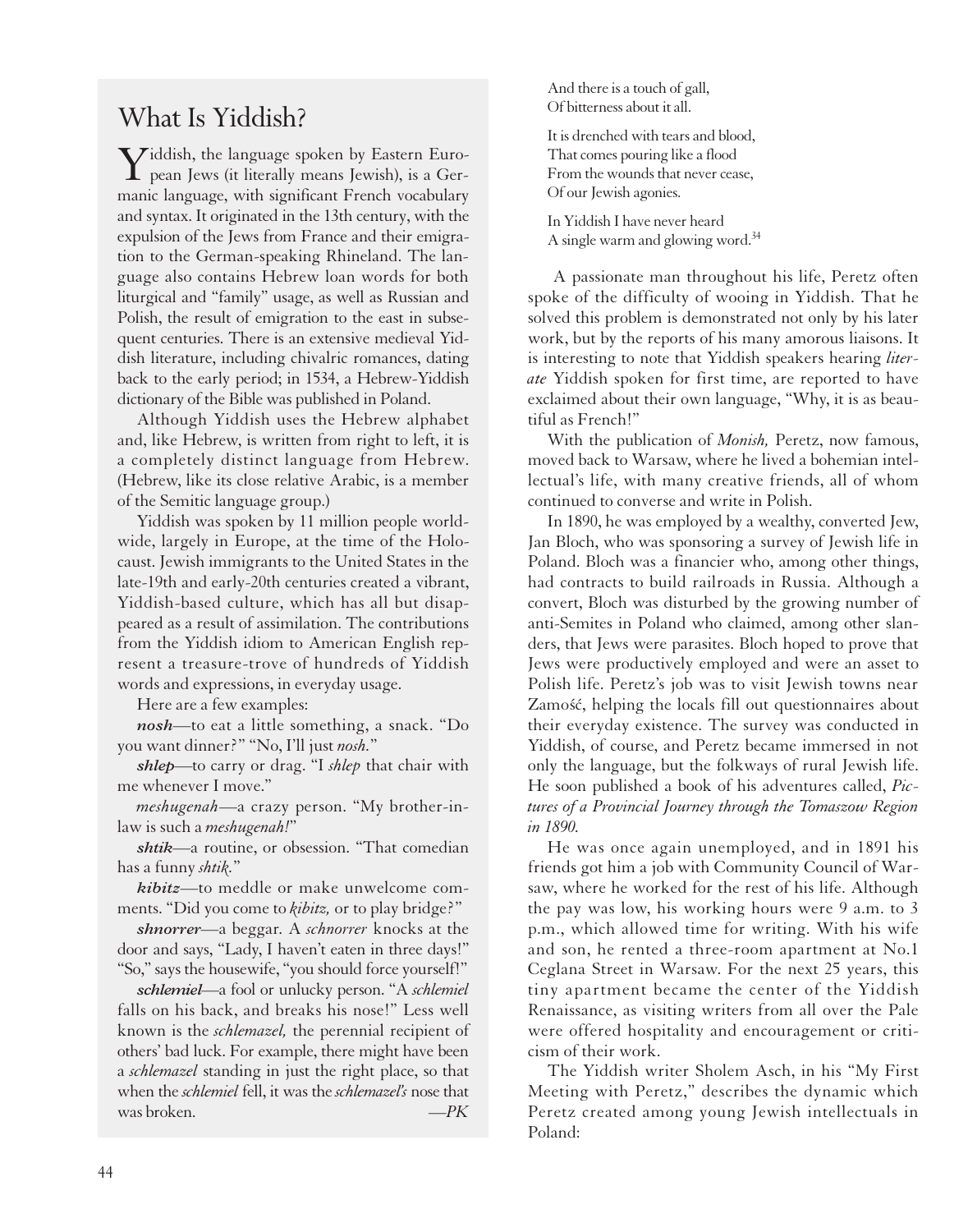## What Is Yiddish?

Yiddish, the language spoken by Eastern European Jews (it literally means Jewish), is a Germanic language, with significant French vocabulary and syntax. It originated in the 13th century, with the expulsion of the Jews from France and their emigration to the German-speaking Rhineland. The language also contains Hebrew loan words for both liturgical and "family" usage, as well as Russian and Polish, the result of emigration to the east in subsequent centuries. There is an extensive medieval Yiddish literature, including chivalric romances, dating back to the early period; in 1534, a Hebrew-Yiddish dictionary of the Bible was published in Poland.

Although Yiddish uses the Hebrew alphabet and, like Hebrew, is written from right to left, it is a completely distinct language from Hebrew. (Hebrew, like its close relative Arabic, is a member of the Semitic language group.)

Yiddish was spoken by 11 million people worldwide, largely in Europe, at the time of the Holocaust. Jewish immigrants to the United States in the late-19th and early-20th centuries created a vibrant, Yiddish-based culture, which has all but disappeared as a result of assimilation. The contributions from the Yiddish idiom to American English represent a treasure-trove of hundreds of Yiddish words and expressions, in everyday usage.

Here are a few examples:

***nosh***—to eat a little something, a snack. "Do you want dinner?" "No, I'll just *nosh*."

***shlep***—to carry or drag. "I *shlep* that chair with me whenever I move."

***meshugenah***—a crazy person. "My brother-in-law is such a *meshugenah!*"

***shtik***—a routine, or obsession. "That comedian has a funny *shtik*."

***kibitz***—to meddle or make unwelcome comments. "Did you come to *kibitz,* or to play bridge?"

***shnorrer***—a beggar. A *schnorrer* knocks at the door and says, "Lady, I haven't eaten in three days!" "So," says the housewife, "you should force yourself!"

***schlemiel***—a fool or unlucky person. "A *schlemiel* falls on his back, and breaks his nose!" Less well known is the *schlemazel,* the perennial recipient of others' bad luck. For example, there might have been a *schlemazel* standing in just the right place, so that when the *schlemiel* fell, it was the *schlemazel's* nose that was broken. —*PK*

---

And there is a touch of gall,
Of bitterness about it all.

It is drenched with tears and blood,
That comes pouring like a flood
From the wounds that never cease,
Of our Jewish agonies.

In Yiddish I have never heard
A single warm and glowing word.[34]

A passionate man throughout his life, Peretz often spoke of the difficulty of wooing in Yiddish. That he solved this problem is demonstrated not only by his later work, but by the reports of his many amorous liaisons. It is interesting to note that Yiddish speakers hearing *literate* Yiddish spoken for first time, are reported to have exclaimed about their own language, "Why, it is as beautiful as French!"

With the publication of *Monish,* Peretz, now famous, moved back to Warsaw, where he lived a bohemian intellectual's life, with many creative friends, all of whom continued to converse and write in Polish.

In 1890, he was employed by a wealthy, converted Jew, Jan Bloch, who was sponsoring a survey of Jewish life in Poland. Bloch was a financier who, among other things, had contracts to build railroads in Russia. Although a convert, Bloch was disturbed by the growing number of anti-Semites in Poland who claimed, among other slanders, that Jews were parasites. Bloch hoped to prove that Jews were productively employed and were an asset to Polish life. Peretz's job was to visit Jewish towns near Zamość, helping the locals fill out questionnaires about their everyday existence. The survey was conducted in Yiddish, of course, and Peretz became immersed in not only the language, but the folkways of rural Jewish life. He soon published a book of his adventures called, *Pictures of a Provincial Journey through the Tomaszow Region in 1890.*

He was once again unemployed, and in 1891 his friends got him a job with Community Council of Warsaw, where he worked for the rest of his life. Although the pay was low, his working hours were 9 a.m. to 3 p.m., which allowed time for writing. With his wife and son, he rented a three-room apartment at No.1 Ceglana Street in Warsaw. For the next 25 years, this tiny apartment became the center of the Yiddish Renaissance, as visiting writers from all over the Pale were offered hospitality and encouragement or criticism of their work.

The Yiddish writer Sholem Asch, in his "My First Meeting with Peretz," describes the dynamic which Peretz created among young Jewish intellectuals in Poland: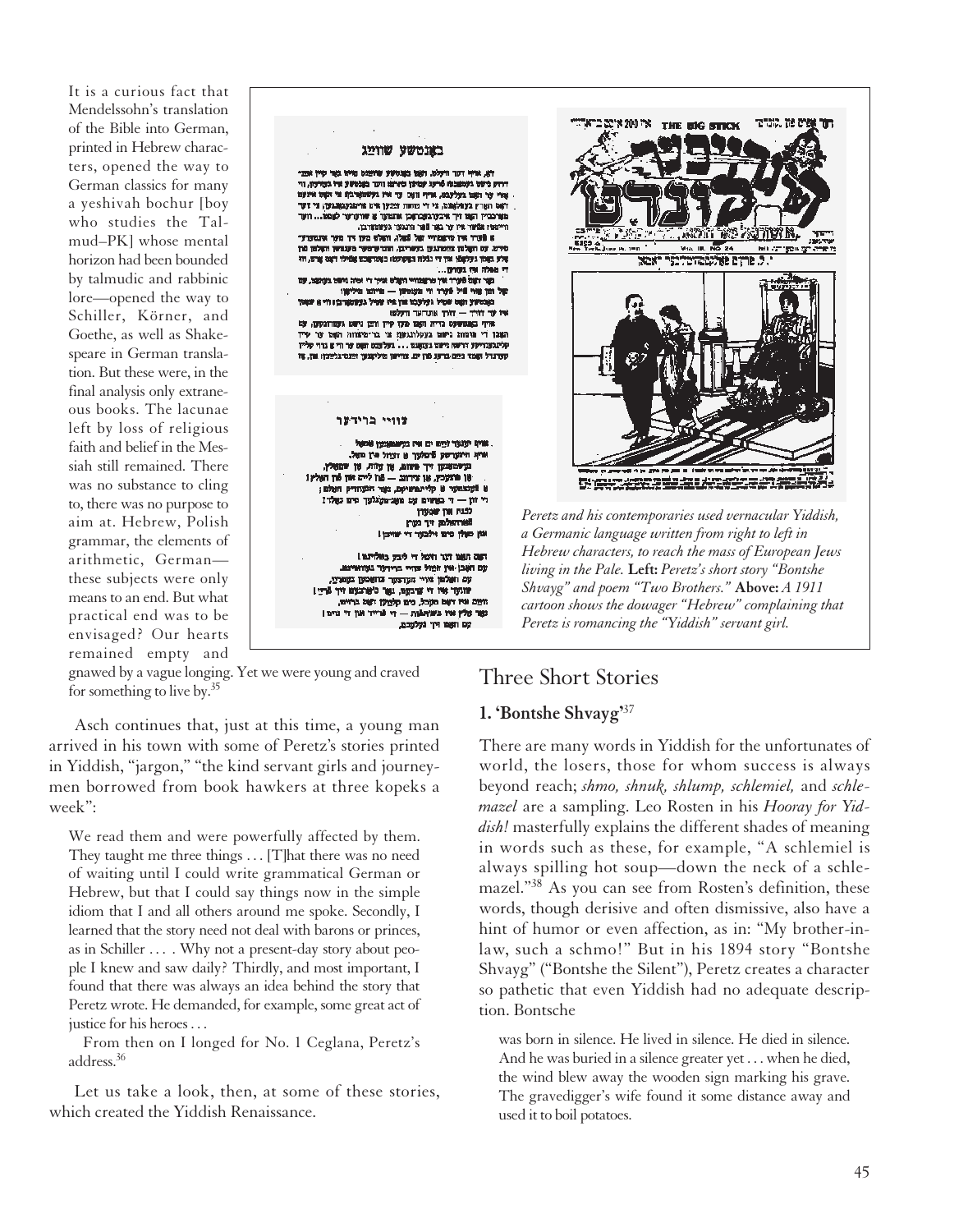It is a curious fact that Mendelssohn's translation of the Bible into German, printed in Hebrew characters, opened the way to German classics for many a yeshivah bochur [boy who studies the Talmud–PK] whose mental horizon had been bounded by talmudic and rabbinic lore—opened the way to Schiller, Körner, and Goethe, as well as Shakespeare in German translation. But these were, in the final analysis only extraneous books. The lacunae left by loss of religious faith and belief in the Messiah still remained. There was no substance to cling to, there was no purpose to aim at. Hebrew, Polish grammar, the elements of arithmetic, German—these subjects were only means to an end. But what practical end was to be envisaged? Our hearts remained empty and gnawed by a vague longing. Yet we were young and craved for something to live by.[35]

Asch continues that, just at this time, a young man arrived in his town with some of Peretz's stories printed in Yiddish, "jargon," "the kind servant girls and journeymen borrowed from book hawkers at three kopeks a week":

> We read them and were powerfully affected by them. They taught me three things . . . [T]hat there was no need of waiting until I could write grammatical German or Hebrew, but that I could say things now in the simple idiom that I and all others around me spoke. Secondly, I learned that the story need not deal with barons or princes, as in Schiller . . . . Why not a present-day story about people I knew and saw daily? Thirdly, and most important, I found that there was always an idea behind the story that Peretz wrote. He demanded, for example, some great act of justice for his heroes . . .
>
> From then on I longed for No. 1 Ceglana, Peretz's address.[36]

Let us take a look, then, at some of these stories, which created the Yiddish Renaissance.

*Peretz and his contemporaries used vernacular Yiddish, a Germanic language written from right to left in Hebrew characters, to reach the mass of European Jews living in the Pale.* **Left:** *Peretz's short story "Bontshe Shvayg" and poem "Two Brothers."* **Above:** *A 1911 cartoon shows the dowager "Hebrew" complaining that Peretz is romancing the "Yiddish" servant girl.*

## Three Short Stories

### 1. 'Bontshe Shvayg'[37]

There are many words in Yiddish for the unfortunates of world, the losers, those for whom success is always beyond reach; *shmo, shnuk, shlump, schlemiel,* and *schlemazel* are a sampling. Leo Rosten in his *Hooray for Yiddish!* masterfully explains the different shades of meaning in words such as these, for example, "A schlemiel is always spilling hot soup—down the neck of a schlemazel."[38] As you can see from Rosten's definition, these words, though derisive and often dismissive, also have a hint of humor or even affection, as in: "My brother-in-law, such a schmo!" But in his 1894 story "Bontshe Shvayg" ("Bontshe the Silent"), Peretz creates a character so pathetic that even Yiddish had no adequate description. Bontsche

> was born in silence. He lived in silence. He died in silence. And he was buried in a silence greater yet . . . when he died, the wind blew away the wooden sign marking his grave. The gravedigger's wife found it some distance away and used it to boil potatoes.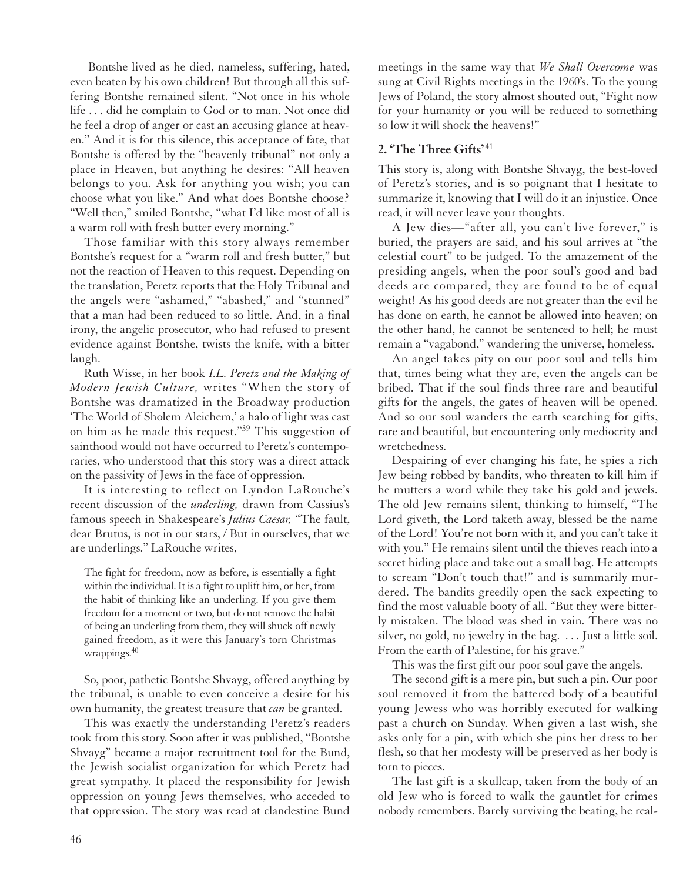Bontshe lived as he died, nameless, suffering, hated, even beaten by his own children! But through all this suffering Bontshe remained silent. "Not once in his whole life . . . did he complain to God or to man. Not once did he feel a drop of anger or cast an accusing glance at heaven." And it is for this silence, this acceptance of fate, that Bontshe is offered by the "heavenly tribunal" not only a place in Heaven, but anything he desires: "All heaven belongs to you. Ask for anything you wish; you can choose what you like." And what does Bontshe choose? "Well then," smiled Bontshe, "what I'd like most of all is a warm roll with fresh butter every morning."

Those familiar with this story always remember Bontshe's request for a "warm roll and fresh butter," but not the reaction of Heaven to this request. Depending on the translation, Peretz reports that the Holy Tribunal and the angels were "ashamed," "abashed," and "stunned" that a man had been reduced to so little. And, in a final irony, the angelic prosecutor, who had refused to present evidence against Bontshe, twists the knife, with a bitter laugh.

Ruth Wisse, in her book *I.L. Peretz and the Making of Modern Jewish Culture,* writes "When the story of Bontshe was dramatized in the Broadway production 'The World of Sholem Aleichem,' a halo of light was cast on him as he made this request."[39] This suggestion of sainthood would not have occurred to Peretz's contemporaries, who understood that this story was a direct attack on the passivity of Jews in the face of oppression.

It is interesting to reflect on Lyndon LaRouche's recent discussion of the *underling,* drawn from Cassius's famous speech in Shakespeare's *Julius Caesar,* "The fault, dear Brutus, is not in our stars, / But in ourselves, that we are underlings." LaRouche writes,

> The fight for freedom, now as before, is essentially a fight within the individual. It is a fight to uplift him, or her, from the habit of thinking like an underling. If you give them freedom for a moment or two, but do not remove the habit of being an underling from them, they will shuck off newly gained freedom, as it were this January's torn Christmas wrappings.[40]

So, poor, pathetic Bontshe Shvayg, offered anything by the tribunal, is unable to even conceive a desire for his own humanity, the greatest treasure that *can* be granted.

This was exactly the understanding Peretz's readers took from this story. Soon after it was published, "Bontshe Shvayg" became a major recruitment tool for the Bund, the Jewish socialist organization for which Peretz had great sympathy. It placed the responsibility for Jewish oppression on young Jews themselves, who acceded to that oppression. The story was read at clandestine Bund meetings in the same way that *We Shall Overcome* was sung at Civil Rights meetings in the 1960's. To the young Jews of Poland, the story almost shouted out, "Fight now for your humanity or you will be reduced to something so low it will shock the heavens!"

### 2. 'The Three Gifts'[41]

This story is, along with Bontshe Shvayg, the best-loved of Peretz's stories, and is so poignant that I hesitate to summarize it, knowing that I will do it an injustice. Once read, it will never leave your thoughts.

A Jew dies—"after all, you can't live forever," is buried, the prayers are said, and his soul arrives at "the celestial court" to be judged. To the amazement of the presiding angels, when the poor soul's good and bad deeds are compared, they are found to be of equal weight! As his good deeds are not greater than the evil he has done on earth, he cannot be allowed into heaven; on the other hand, he cannot be sentenced to hell; he must remain a "vagabond," wandering the universe, homeless.

An angel takes pity on our poor soul and tells him that, times being what they are, even the angels can be bribed. That if the soul finds three rare and beautiful gifts for the angels, the gates of heaven will be opened. And so our soul wanders the earth searching for gifts, rare and beautiful, but encountering only mediocrity and wretchedness.

Despairing of ever changing his fate, he spies a rich Jew being robbed by bandits, who threaten to kill him if he mutters a word while they take his gold and jewels. The old Jew remains silent, thinking to himself, "The Lord giveth, the Lord taketh away, blessed be the name of the Lord! You're not born with it, and you can't take it with you." He remains silent until the thieves reach into a secret hiding place and take out a small bag. He attempts to scream "Don't touch that!" and is summarily murdered. The bandits greedily open the sack expecting to find the most valuable booty of all. "But they were bitterly mistaken. The blood was shed in vain. There was no silver, no gold, no jewelry in the bag. . . . Just a little soil. From the earth of Palestine, for his grave."

This was the first gift our poor soul gave the angels.

The second gift is a mere pin, but such a pin. Our poor soul removed it from the battered body of a beautiful young Jewess who was horribly executed for walking past a church on Sunday. When given a last wish, she asks only for a pin, with which she pins her dress to her flesh, so that her modesty will be preserved as her body is torn to pieces.

The last gift is a skullcap, taken from the body of an old Jew who is forced to walk the gauntlet for crimes nobody remembers. Barely surviving the beating, he real-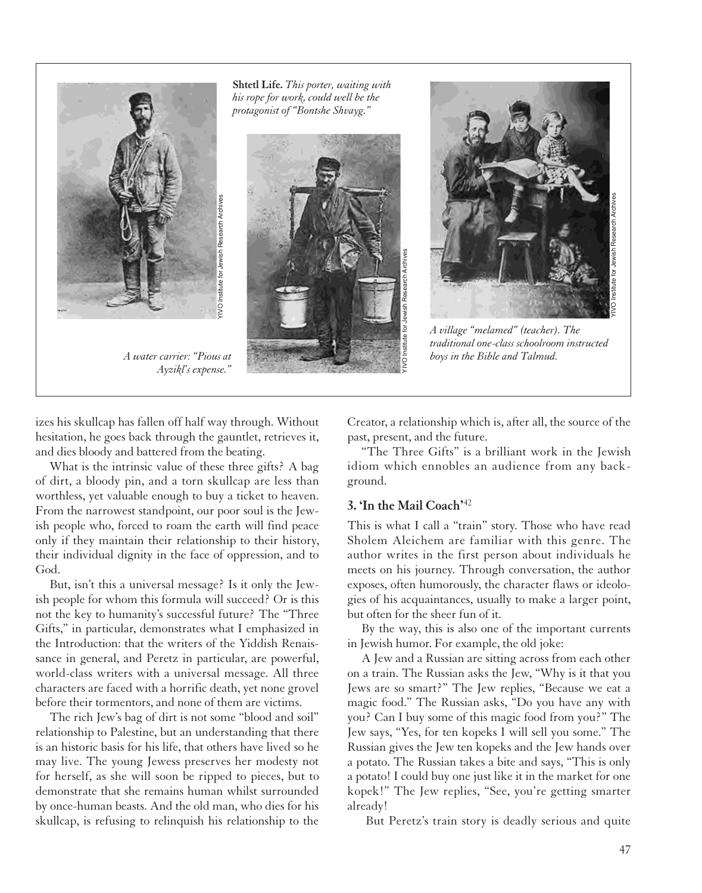**Shtetl Life.** *This porter, waiting with his rope for work, could well be the protagonist of "Bontshe Shvayg."*

*A water carrier: "Pious at Ayzikl's expense."*

*A village "melamed" (teacher). The traditional one-class schoolroom instructed boys in the Bible and Talmud.*

izes his skullcap has fallen off half way through. Without hesitation, he goes back through the gauntlet, retrieves it, and dies bloody and battered from the beating.

What is the intrinsic value of these three gifts? A bag of dirt, a bloody pin, and a torn skullcap are less than worthless, yet valuable enough to buy a ticket to heaven. From the narrowest standpoint, our poor soul is the Jewish people who, forced to roam the earth will find peace only if they maintain their relationship to their history, their individual dignity in the face of oppression, and to God.

But, isn't this a universal message? Is it only the Jewish people for whom this formula will succeed? Or is this not the key to humanity's successful future? The "Three Gifts," in particular, demonstrates what I emphasized in the Introduction: that the writers of the Yiddish Renaissance in general, and Peretz in particular, are powerful, world-class writers with a universal message. All three characters are faced with a horrific death, yet none grovel before their tormentors, and none of them are victims.

The rich Jew's bag of dirt is not some "blood and soil" relationship to Palestine, but an understanding that there is an historic basis for his life, that others have lived so he may live. The young Jewess preserves her modesty not for herself, as she will soon be ripped to pieces, but to demonstrate that she remains human whilst surrounded by once-human beasts. And the old man, who dies for his skullcap, is refusing to relinquish his relationship to the Creator, a relationship which is, after all, the source of the past, present, and the future.

"The Three Gifts" is a brilliant work in the Jewish idiom which ennobles an audience from any background.

### 3. 'In the Mail Coach'[42]

This is what I call a "train" story. Those who have read Sholem Aleichem are familiar with this genre. The author writes in the first person about individuals he meets on his journey. Through conversation, the author exposes, often humorously, the character flaws or ideologies of his acquaintances, usually to make a larger point, but often for the sheer fun of it.

By the way, this is also one of the important currents in Jewish humor. For example, the old joke:

A Jew and a Russian are sitting across from each other on a train. The Russian asks the Jew, "Why is it that you Jews are so smart?" The Jew replies, "Because we eat a magic food." The Russian asks, "Do you have any with you? Can I buy some of this magic food from you?" The Jew says, "Yes, for ten kopeks I will sell you some." The Russian gives the Jew ten kopeks and the Jew hands over a potato. The Russian takes a bite and says, "This is only a potato! I could buy one just like it in the market for one kopek!" The Jew replies, "See, you're getting smarter already!

But Peretz's train story is deadly serious and quite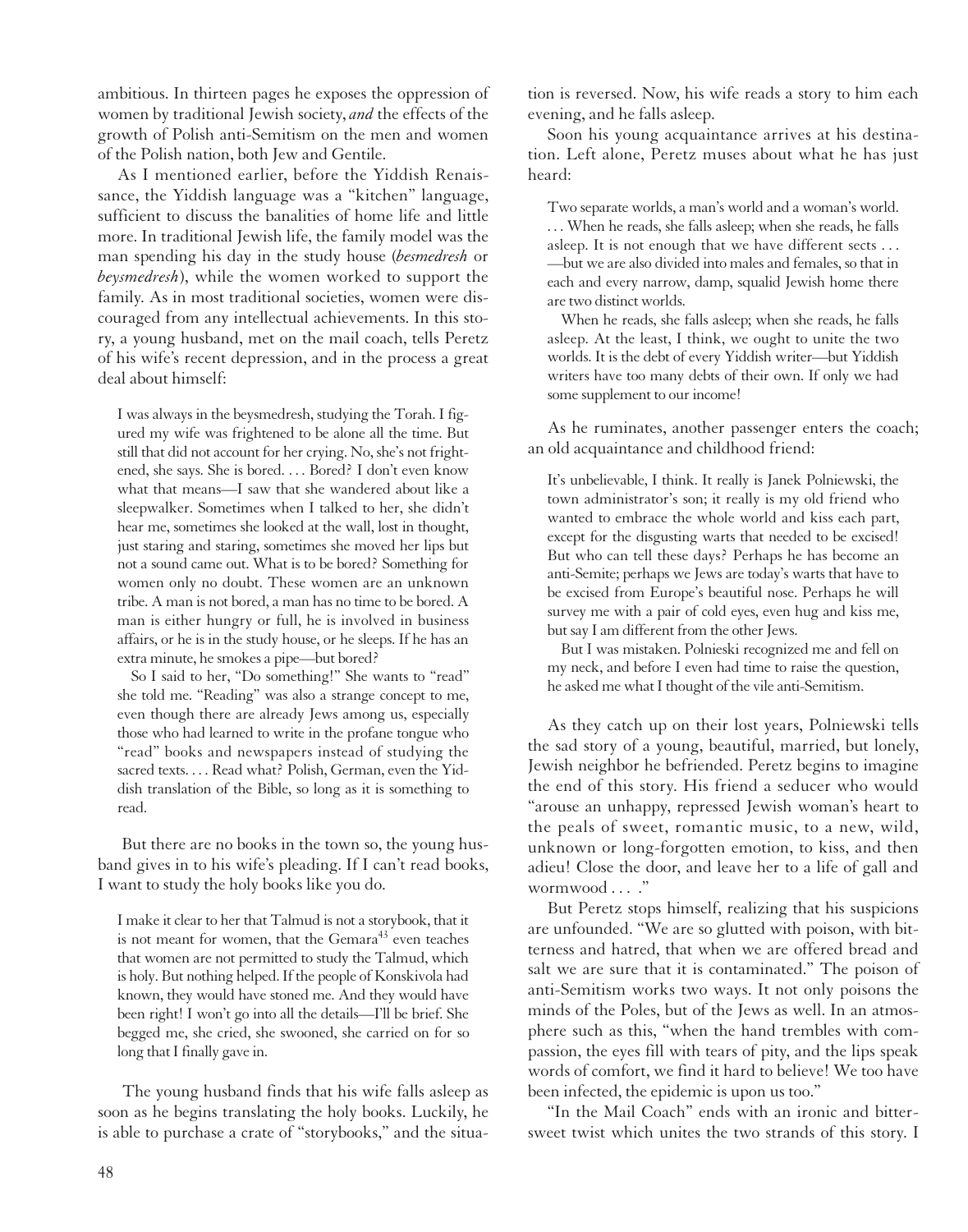ambitious. In thirteen pages he exposes the oppression of women by traditional Jewish society, *and* the effects of the growth of Polish anti-Semitism on the men and women of the Polish nation, both Jew and Gentile.

As I mentioned earlier, before the Yiddish Renaissance, the Yiddish language was a "kitchen" language, sufficient to discuss the banalities of home life and little more. In traditional Jewish life, the family model was the man spending his day in the study house (*besmedresh* or *beysmedresh*), while the women worked to support the family. As in most traditional societies, women were discouraged from any intellectual achievements. In this story, a young husband, met on the mail coach, tells Peretz of his wife's recent depression, and in the process a great deal about himself:

> I was always in the beysmedresh, studying the Torah. I figured my wife was frightened to be alone all the time. But still that did not account for her crying. No, she's not frightened, she says. She is bored. . . . Bored? I don't even know what that means—I saw that she wandered about like a sleepwalker. Sometimes when I talked to her, she didn't hear me, sometimes she looked at the wall, lost in thought, just staring and staring, sometimes she moved her lips but not a sound came out. What is to be bored? Something for women only no doubt. These women are an unknown tribe. A man is not bored, a man has no time to be bored. A man is either hungry or full, he is involved in business affairs, or he is in the study house, or he sleeps. If he has an extra minute, he smokes a pipe—but bored?
>
> So I said to her, "Do something!" She wants to "read" she told me. "Reading" was also a strange concept to me, even though there are already Jews among us, especially those who had learned to write in the profane tongue who "read" books and newspapers instead of studying the sacred texts. . . . Read what? Polish, German, even the Yiddish translation of the Bible, so long as it is something to read.

But there are no books in the town so, the young husband gives in to his wife's pleading. If I can't read books, I want to study the holy books like you do.

> I make it clear to her that Talmud is not a storybook, that it is not meant for women, that the Gemara[43] even teaches that women are not permitted to study the Talmud, which is holy. But nothing helped. If the people of Konskivola had known, they would have stoned me. And they would have been right! I won't go into all the details—I'll be brief. She begged me, she cried, she swooned, she carried on for so long that I finally gave in.

The young husband finds that his wife falls asleep as soon as he begins translating the holy books. Luckily, he is able to purchase a crate of "storybooks," and the situation is reversed. Now, his wife reads a story to him each evening, and he falls asleep.

Soon his young acquaintance arrives at his destination. Left alone, Peretz muses about what he has just heard:

> Two separate worlds, a man's world and a woman's world. . . . When he reads, she falls asleep; when she reads, he falls asleep. It is not enough that we have different sects . . . —but we are also divided into males and females, so that in each and every narrow, damp, squalid Jewish home there are two distinct worlds.
>
> When he reads, she falls asleep; when she reads, he falls asleep. At the least, I think, we ought to unite the two worlds. It is the debt of every Yiddish writer—but Yiddish writers have too many debts of their own. If only we had some supplement to our income!

As he ruminates, another passenger enters the coach; an old acquaintance and childhood friend:

> It's unbelievable, I think. It really is Janek Polniewski, the town administrator's son; it really is my old friend who wanted to embrace the whole world and kiss each part, except for the disgusting warts that needed to be excised! But who can tell these days? Perhaps he has become an anti-Semite; perhaps we Jews are today's warts that have to be excised from Europe's beautiful nose. Perhaps he will survey me with a pair of cold eyes, even hug and kiss me, but say I am different from the other Jews.
>
> But I was mistaken. Polnieski recognized me and fell on my neck, and before I even had time to raise the question, he asked me what I thought of the vile anti-Semitism.

As they catch up on their lost years, Polniewski tells the sad story of a young, beautiful, married, but lonely, Jewish neighbor he befriended. Peretz begins to imagine the end of this story. His friend a seducer who would "arouse an unhappy, repressed Jewish woman's heart to the peals of sweet, romantic music, to a new, wild, unknown or long-forgotten emotion, to kiss, and then adieu! Close the door, and leave her to a life of gall and wormwood . . . ."

But Peretz stops himself, realizing that his suspicions are unfounded. "We are so glutted with poison, with bitterness and hatred, that when we are offered bread and salt we are sure that it is contaminated." The poison of anti-Semitism works two ways. It not only poisons the minds of the Poles, but of the Jews as well. In an atmosphere such as this, "when the hand trembles with compassion, the eyes fill with tears of pity, and the lips speak words of comfort, we find it hard to believe! We too have been infected, the epidemic is upon us too."

"In the Mail Coach" ends with an ironic and bittersweet twist which unites the two strands of this story. I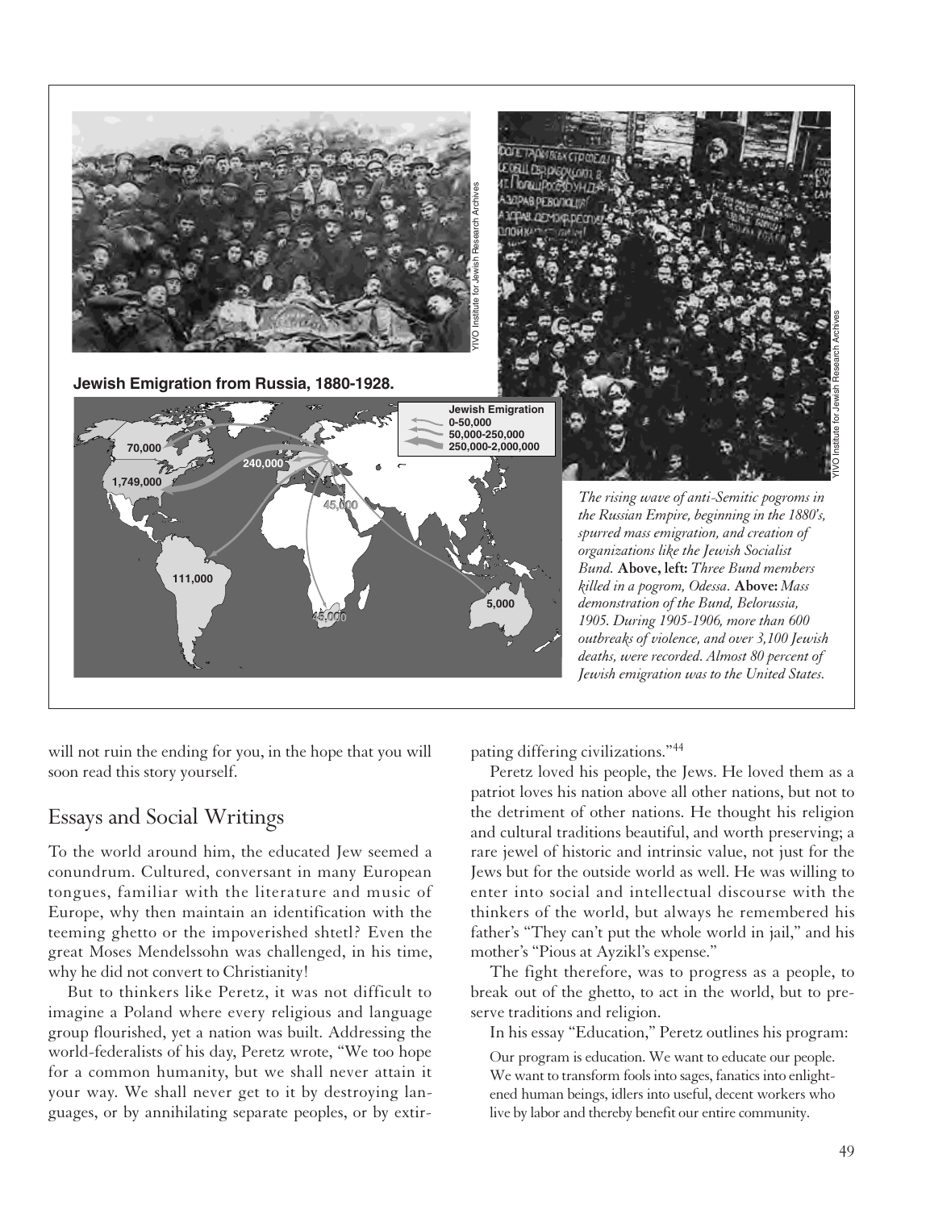**Jewish Emigration from Russia, 1880-1928.**

*The rising wave of anti-Semitic pogroms in the Russian Empire, beginning in the 1880's, spurred mass emigration, and creation of organizations like the Jewish Socialist Bund.* **Above, left:** *Three Bund members killed in a pogrom, Odessa.* **Above:** *Mass demonstration of the Bund, Belorussia, 1905. During 1905-1906, more than 600 outbreaks of violence, and over 3,100 Jewish deaths, were recorded. Almost 80 percent of Jewish emigration was to the United States.*

will not ruin the ending for you, in the hope that you will soon read this story yourself.

## Essays and Social Writings

To the world around him, the educated Jew seemed a conundrum. Cultured, conversant in many European tongues, familiar with the literature and music of Europe, why then maintain an identification with the teeming ghetto or the impoverished shtetl? Even the great Moses Mendelssohn was challenged, in his time, why he did not convert to Christianity!

But to thinkers like Peretz, it was not difficult to imagine a Poland where every religious and language group flourished, yet a nation was built. Addressing the world-federalists of his day, Peretz wrote, "We too hope for a common humanity, but we shall never attain it your way. We shall never get to it by destroying languages, or by annihilating separate peoples, or by extirpating differing civilizations."[44]

Peretz loved his people, the Jews. He loved them as a patriot loves his nation above all other nations, but not to the detriment of other nations. He thought his religion and cultural traditions beautiful, and worth preserving; a rare jewel of historic and intrinsic value, not just for the Jews but for the outside world as well. He was willing to enter into social and intellectual discourse with the thinkers of the world, but always he remembered his father's "They can't put the whole world in jail," and his mother's "Pious at Ayzikl's expense."

The fight therefore, was to progress as a people, to break out of the ghetto, to act in the world, but to preserve traditions and religion.

In his essay "Education," Peretz outlines his program:

> Our program is education. We want to educate our people. We want to transform fools into sages, fanatics into enlightened human beings, idlers into useful, decent workers who live by labor and thereby benefit our entire community.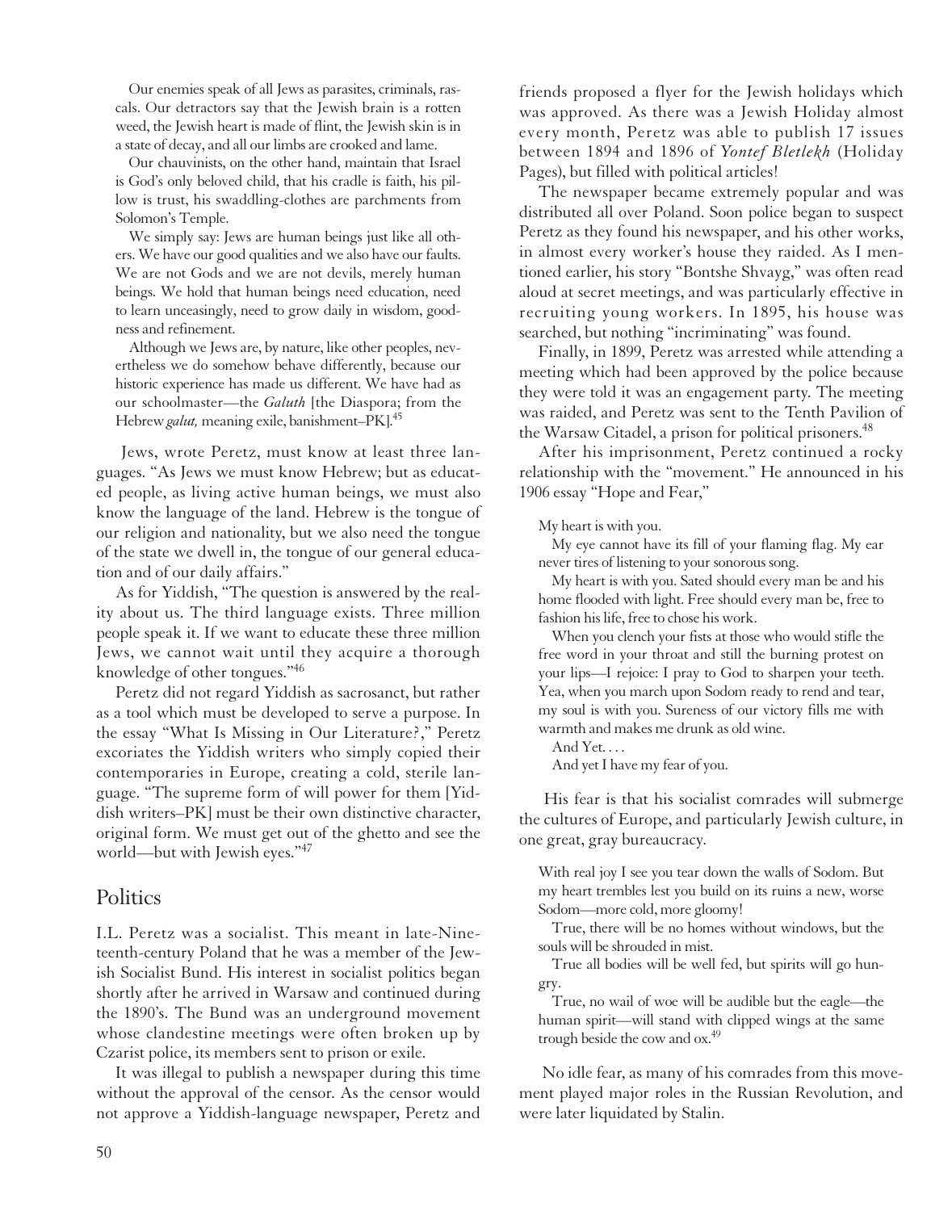Our enemies speak of all Jews as parasites, criminals, rascals. Our detractors say that the Jewish brain is a rotten weed, the Jewish heart is made of flint, the Jewish skin is in a state of decay, and all our limbs are crooked and lame.

Our chauvinists, on the other hand, maintain that Israel is God's only beloved child, that his cradle is faith, his pillow is trust, his swaddling-clothes are parchments from Solomon's Temple.

We simply say: Jews are human beings just like all others. We have our good qualities and we also have our faults. We are not Gods and we are not devils, merely human beings. We hold that human beings need education, need to learn unceasingly, need to grow daily in wisdom, goodness and refinement.

Although we Jews are, by nature, like other peoples, nevertheless we do somehow behave differently, because our historic experience has made us different. We have had as our schoolmaster—the *Galuth* [the Diaspora; from the Hebrew *galut,* meaning exile, banishment–PK].[45]

Jews, wrote Peretz, must know at least three languages. "As Jews we must know Hebrew; but as educated people, as living active human beings, we must also know the language of the land. Hebrew is the tongue of our religion and nationality, but we also need the tongue of the state we dwell in, the tongue of our general education and of our daily affairs."

As for Yiddish, "The question is answered by the reality about us. The third language exists. Three million people speak it. If we want to educate these three million Jews, we cannot wait until they acquire a thorough knowledge of other tongues."[46]

Peretz did not regard Yiddish as sacrosanct, but rather as a tool which must be developed to serve a purpose. In the essay "What Is Missing in Our Literature?," Peretz excoriates the Yiddish writers who simply copied their contemporaries in Europe, creating a cold, sterile language. "The supreme form of will power for them [Yiddish writers–PK] must be their own distinctive character, original form. We must get out of the ghetto and see the world—but with Jewish eyes."[47]

## Politics

I.L. Peretz was a socialist. This meant in late-Nineteenth-century Poland that he was a member of the Jewish Socialist Bund. His interest in socialist politics began shortly after he arrived in Warsaw and continued during the 1890's. The Bund was an underground movement whose clandestine meetings were often broken up by Czarist police, its members sent to prison or exile.

It was illegal to publish a newspaper during this time without the approval of the censor. As the censor would not approve a Yiddish-language newspaper, Peretz and friends proposed a flyer for the Jewish holidays which was approved. As there was a Jewish Holiday almost every month, Peretz was able to publish 17 issues between 1894 and 1896 of *Yontef Bletlekh* (Holiday Pages), but filled with political articles!

The newspaper became extremely popular and was distributed all over Poland. Soon police began to suspect Peretz as they found his newspaper, and his other works, in almost every worker's house they raided. As I mentioned earlier, his story "Bontshe Shvayg," was often read aloud at secret meetings, and was particularly effective in recruiting young workers. In 1895, his house was searched, but nothing "incriminating" was found.

Finally, in 1899, Peretz was arrested while attending a meeting which had been approved by the police because they were told it was an engagement party. The meeting was raided, and Peretz was sent to the Tenth Pavilion of the Warsaw Citadel, a prison for political prisoners.[48]

After his imprisonment, Peretz continued a rocky relationship with the "movement." He announced in his 1906 essay "Hope and Fear,"

My heart is with you.

My eye cannot have its fill of your flaming flag. My ear never tires of listening to your sonorous song.

My heart is with you. Sated should every man be and his home flooded with light. Free should every man be, free to fashion his life, free to chose his work.

When you clench your fists at those who would stifle the free word in your throat and still the burning protest on your lips—I rejoice: I pray to God to sharpen your teeth. Yea, when you march upon Sodom ready to rend and tear, my soul is with you. Sureness of our victory fills me with warmth and makes me drunk as old wine.

And Yet. . . .

And yet I have my fear of you.

His fear is that his socialist comrades will submerge the cultures of Europe, and particularly Jewish culture, in one great, gray bureaucracy.

With real joy I see you tear down the walls of Sodom. But my heart trembles lest you build on its ruins a new, worse Sodom—more cold, more gloomy!

True, there will be no homes without windows, but the souls will be shrouded in mist.

True all bodies will be well fed, but spirits will go hungry.

True, no wail of woe will be audible but the eagle—the human spirit—will stand with clipped wings at the same trough beside the cow and ox.[49]

No idle fear, as many of his comrades from this movement played major roles in the Russian Revolution, and were later liquidated by Stalin.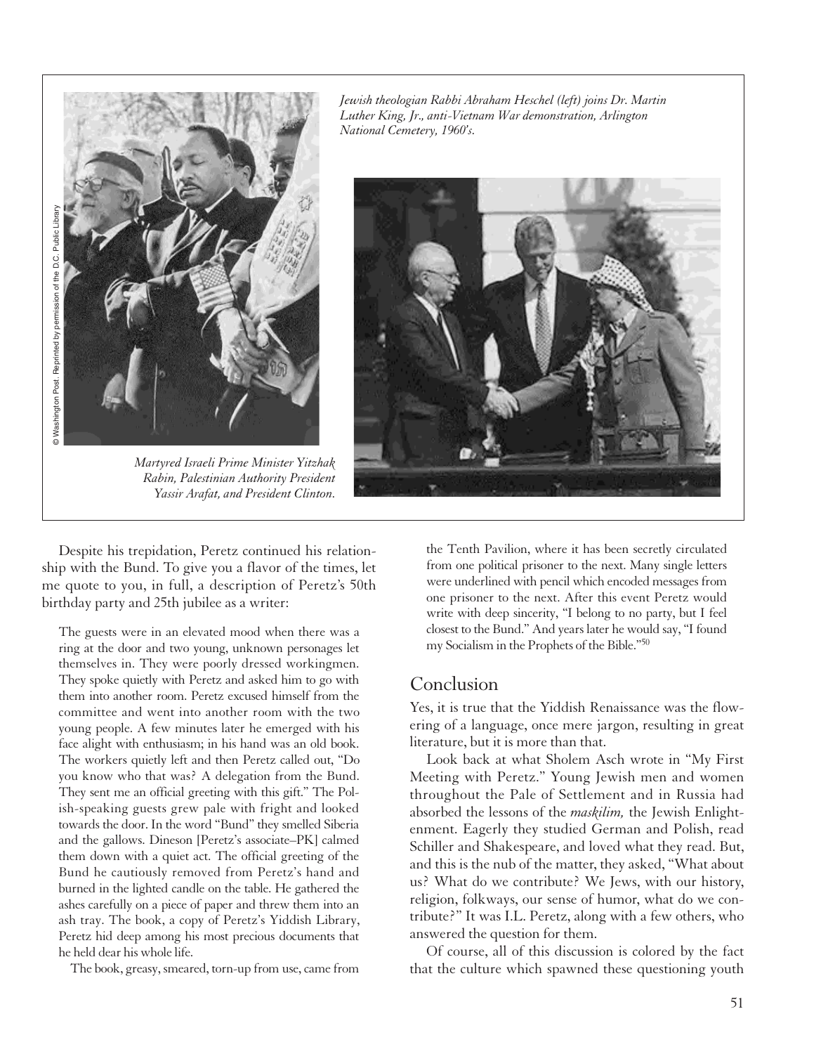*Jewish theologian Rabbi Abraham Heschel (left) joins Dr. Martin Luther King, Jr., anti-Vietnam War demonstration, Arlington National Cemetery, 1960's.*

© Washington Post. Reprinted by permission of the D.C. Public Library

*Martyred Israeli Prime Minister Yitzhak Rabin, Palestinian Authority President Yassir Arafat, and President Clinton.*

Despite his trepidation, Peretz continued his relationship with the Bund. To give you a flavor of the times, let me quote to you, in full, a description of Peretz's 50th birthday party and 25th jubilee as a writer:

> The guests were in an elevated mood when there was a ring at the door and two young, unknown personages let themselves in. They were poorly dressed workingmen. They spoke quietly with Peretz and asked him to go with them into another room. Peretz excused himself from the committee and went into another room with the two young people. A few minutes later he emerged with his face alight with enthusiasm; in his hand was an old book. The workers quietly left and then Peretz called out, "Do you know who that was? A delegation from the Bund. They sent me an official greeting with this gift." The Polish-speaking guests grew pale with fright and looked towards the door. In the word "Bund" they smelled Siberia and the gallows. Dineson [Peretz's associate–PK] calmed them down with a quiet act. The official greeting of the Bund he cautiously removed from Peretz's hand and burned in the lighted candle on the table. He gathered the ashes carefully on a piece of paper and threw them into an ash tray. The book, a copy of Peretz's Yiddish Library, Peretz hid deep among his most precious documents that he held dear his whole life.
>
> The book, greasy, smeared, torn-up from use, came from the Tenth Pavilion, where it has been secretly circulated from one political prisoner to the next. Many single letters were underlined with pencil which encoded messages from one prisoner to the next. After this event Peretz would write with deep sincerity, "I belong to no party, but I feel closest to the Bund." And years later he would say, "I found my Socialism in the Prophets of the Bible."[50]

## Conclusion

Yes, it is true that the Yiddish Renaissance was the flowering of a language, once mere jargon, resulting in great literature, but it is more than that.

Look back at what Sholem Asch wrote in "My First Meeting with Peretz." Young Jewish men and women throughout the Pale of Settlement and in Russia had absorbed the lessons of the *maskilim,* the Jewish Enlightenment. Eagerly they studied German and Polish, read Schiller and Shakespeare, and loved what they read. But, and this is the nub of the matter, they asked, "What about us? What do we contribute? We Jews, with our history, religion, folkways, our sense of humor, what do we contribute?" It was I.L. Peretz, along with a few others, who answered the question for them.

Of course, all of this discussion is colored by the fact that the culture which spawned these questioning youth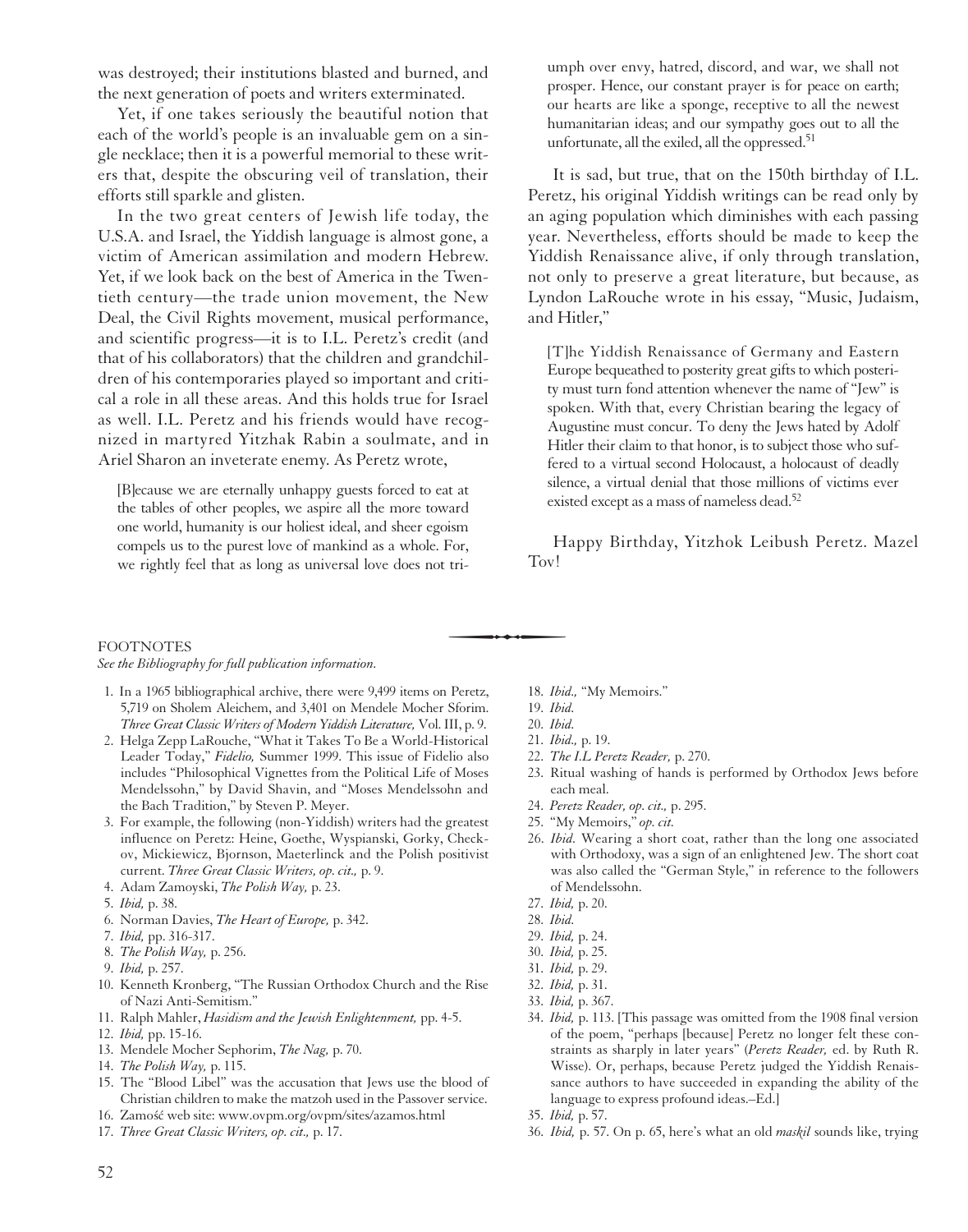was destroyed; their institutions blasted and burned, and the next generation of poets and writers exterminated.

Yet, if one takes seriously the beautiful notion that each of the world's people is an invaluable gem on a single necklace; then it is a powerful memorial to these writers that, despite the obscuring veil of translation, their efforts still sparkle and glisten.

In the two great centers of Jewish life today, the U.S.A. and Israel, the Yiddish language is almost gone, a victim of American assimilation and modern Hebrew. Yet, if we look back on the best of America in the Twentieth century—the trade union movement, the New Deal, the Civil Rights movement, musical performance, and scientific progress—it is to I.L. Peretz's credit (and that of his collaborators) that the children and grandchildren of his contemporaries played so important and critical a role in all these areas. And this holds true for Israel as well. I.L. Peretz and his friends would have recognized in martyred Yitzhak Rabin a soulmate, and in Ariel Sharon an inveterate enemy. As Peretz wrote,

> [B]ecause we are eternally unhappy guests forced to eat at the tables of other peoples, we aspire all the more toward one world, humanity is our holiest ideal, and sheer egoism compels us to the purest love of mankind as a whole. For, we rightly feel that as long as universal love does not triumph over envy, hatred, discord, and war, we shall not prosper. Hence, our constant prayer is for peace on earth; our hearts are like a sponge, receptive to all the newest humanitarian ideas; and our sympathy goes out to all the unfortunate, all the exiled, all the oppressed.[51]

It is sad, but true, that on the 150th birthday of I.L. Peretz, his original Yiddish writings can be read only by an aging population which diminishes with each passing year. Nevertheless, efforts should be made to keep the Yiddish Renaissance alive, if only through translation, not only to preserve a great literature, but because, as Lyndon LaRouche wrote in his essay, "Music, Judaism, and Hitler,"

> [T]he Yiddish Renaissance of Germany and Eastern Europe bequeathed to posterity great gifts to which posterity must turn fond attention whenever the name of "Jew" is spoken. With that, every Christian bearing the legacy of Augustine must concur. To deny the Jews hated by Adolf Hitler their claim to that honor, is to subject those who suffered to a virtual second Holocaust, a holocaust of deadly silence, a virtual denial that those millions of victims ever existed except as a mass of nameless dead.[52]

Happy Birthday, Yitzhok Leibush Peretz. Mazel Tov!

---

FOOTNOTES

*See the Bibliography for full publication information.*

1. In a 1965 bibliographical archive, there were 9,499 items on Peretz, 5,719 on Sholem Aleichem, and 3,401 on Mendele Mocher Sforim. *Three Great Classic Writers of Modern Yiddish Literature,* Vol. III, p. 9.
2. Helga Zepp LaRouche, "What it Takes To Be a World-Historical Leader Today," *Fidelio,* Summer 1999. This issue of Fidelio also includes "Philosophical Vignettes from the Political Life of Moses Mendelssohn," by David Shavin, and "Moses Mendelssohn and the Bach Tradition," by Steven P. Meyer.
3. For example, the following (non-Yiddish) writers had the greatest influence on Peretz: Heine, Goethe, Wyspianski, Gorky, Checkov, Mickiewicz, Bjornson, Maeterlinck and the Polish positivist current. *Three Great Classic Writers, op. cit.,* p. 9.
4. Adam Zamoyski, *The Polish Way,* p. 23.
5. *Ibid,* p. 38.
6. Norman Davies, *The Heart of Europe,* p. 342.
7. *Ibid,* pp. 316-317.
8. *The Polish Way,* p. 256.
9. *Ibid,* p. 257.
10. Kenneth Kronberg, "The Russian Orthodox Church and the Rise of Nazi Anti-Semitism."
11. Ralph Mahler, *Hasidism and the Jewish Enlightenment,* pp. 4-5.
12. *Ibid,* pp. 15-16.
13. Mendele Mocher Sephorim, *The Nag,* p. 70.
14. *The Polish Way,* p. 115.
15. The "Blood Libel" was the accusation that Jews use the blood of Christian children to make the matzoh used in the Passover service.
16. Zamość web site: www.ovpm.org/ovpm/sites/azamos.html
17. *Three Great Classic Writers, op. cit.,* p. 17.
18. *Ibid.,* "My Memoirs."
19. *Ibid.*
20. *Ibid.*
21. *Ibid.,* p. 19.
22. *The I.L Peretz Reader,* p. 270.
23. Ritual washing of hands is performed by Orthodox Jews before each meal.
24. *Peretz Reader, op. cit.,* p. 295.
25. "My Memoirs," *op. cit.*
26. *Ibid.* Wearing a short coat, rather than the long one associated with Orthodoxy, was a sign of an enlightened Jew. The short coat was also called the "German Style," in reference to the followers of Mendelssohn.
27. *Ibid,* p. 20.
28. *Ibid.*
29. *Ibid,* p. 24.
30. *Ibid,* p. 25.
31. *Ibid,* p. 29.
32. *Ibid,* p. 31.
33. *Ibid,* p. 367.
34. *Ibid,* p. 113. [This passage was omitted from the 1908 final version of the poem, "perhaps [because] Peretz no longer felt these constraints as sharply in later years" (*Peretz Reader,* ed. by Ruth R. Wisse). Or, perhaps, because Peretz judged the Yiddish Renaissance authors to have succeeded in expanding the ability of the language to express profound ideas.–Ed.]
35. *Ibid,* p. 57.
36. *Ibid,* p. 57. On p. 65, here's what an old *maskil* sounds like, trying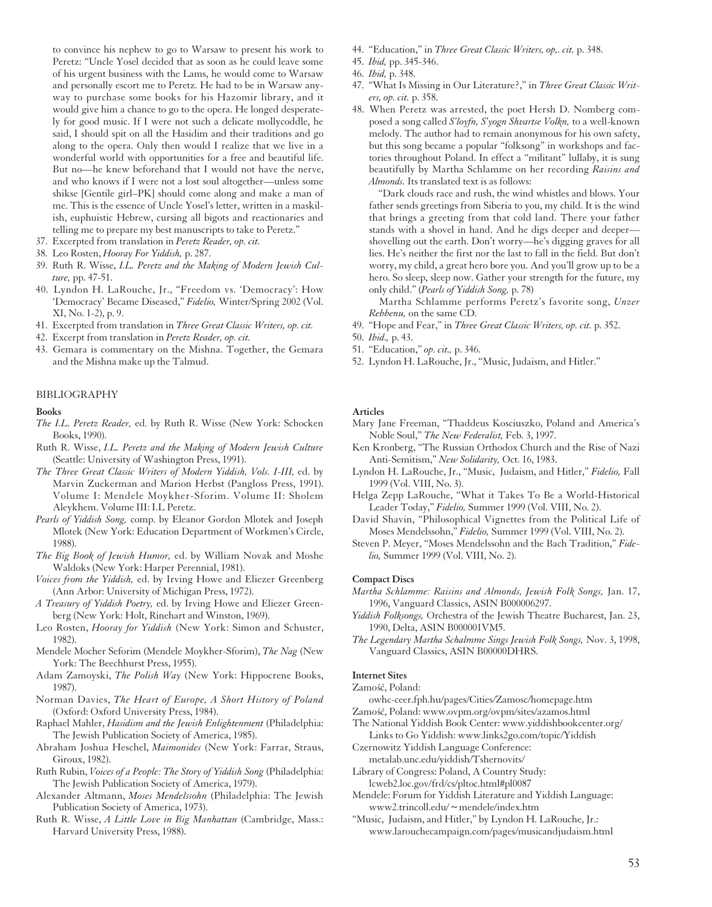to convince his nephew to go to Warsaw to present his work to Peretz: "Uncle Yosel decided that as soon as he could leave some of his urgent business with the Lams, he would come to Warsaw and personally escort me to Peretz. He had to be in Warsaw anyway to purchase some books for his Hazomir library, and it would give him a chance to go to the opera. He longed desperately for good music. If I were not such a delicate mollycoddle, he said, I should spit on all the Hasidim and their traditions and go along to the opera. Only then would I realize that we live in a wonderful world with opportunities for a free and beautiful life. But no—he knew beforehand that I would not have the nerve, and who knows if I were not a lost soul altogether—unless some shikse [Gentile girl–PK] should come along and make a man of me. This is the essence of Uncle Yosel's letter, written in a maskilish, euphuistic Hebrew, cursing all bigots and reactionaries and telling me to prepare my best manuscripts to take to Peretz."

37. Excerpted from translation in *Peretz Reader, op. cit.*
38. Leo Rosten, *Hooray For Yiddish,* p. 287.
39. Ruth R. Wisse, *I.L. Peretz and the Making of Modern Jewish Culture,* pp. 47-51.
40. Lyndon H. LaRouche, Jr., "Freedom vs. 'Democracy': How 'Democracy' Became Diseased," *Fidelio,* Winter/Spring 2002 (Vol. XI, No. 1-2), p. 9.
41. Excerpted from translation in *Three Great Classic Writers, op. cit.*
42. Excerpt from translation in *Peretz Reader, op. cit.*
43. Gemara is commentary on the Mishna. Together, the Gemara and the Mishna make up the Talmud.
44. "Education," in *Three Great Classic Writers, op,. cit.* p. 348.
45. *Ibid,* pp. 345-346.
46. *Ibid,* p. 348.
47. "What Is Missing in Our Literature?," in *Three Great Classic Writers, op. cit.* p. 358.
48. When Peretz was arrested, the poet Hersh D. Nomberg composed a song called *S'loyfn, S'yogn Shvartse Volkn,* to a well-known melody. The author had to remain anonymous for his own safety, but this song became a popular "folksong" in workshops and factories throughout Poland. In effect a "militant" lullaby, it is sung beautifully by Martha Schlamme on her recording *Raisins and Almonds.* Its translated text is as follows:

    "Dark clouds race and rush, the wind whistles and blows. Your father sends greetings from Siberia to you, my child. It is the wind that brings a greeting from that cold land. There your father stands with a shovel in hand. And he digs deeper and deeper—shovelling out the earth. Don't worry—he's digging graves for all lies. He's neither the first nor the last to fall in the field. But don't worry, my child, a great hero bore you. And you'll grow up to be a hero. So sleep, sleep now. Gather your strength for the future, my only child." (*Pearls of Yiddish Song,* p. 78)

    Martha Schlamme performs Peretz's favorite song, *Unzer Rebbenu,* on the same CD.
49. "Hope and Fear," in *Three Great Classic Writers, op. cit.* p. 352.
50. *Ibid.,* p. 43.
51. "Education," *op. cit.,* p. 346.
52. Lyndon H. LaRouche, Jr., "Music, Judaism, and Hitler."

## BIBLIOGRAPHY

### Books

*The I.L. Peretz Reader,* ed. by Ruth R. Wisse (New York: Schocken Books, 1990).

Ruth R. Wisse, *I.L. Peretz and the Making of Modern Jewish Culture* (Seattle: University of Washington Press, 1991).

*The Three Great Classic Writers of Modern Yiddish, Vols. I-III,* ed. by Marvin Zuckerman and Marion Herbst (Pangloss Press, 1991). Volume I: Mendele Moykher-Sforim. Volume II: Sholem Aleykhem. Volume III: I.L Peretz.

*Pearls of Yiddish Song,* comp. by Eleanor Gordon Mlotek and Joseph Mlotek (New York: Education Department of Workmen's Circle, 1988).

*The Big Book of Jewish Humor,* ed. by William Novak and Moshe Waldoks (New York: Harper Perennial, 1981).

*Voices from the Yiddish,* ed. by Irving Howe and Eliezer Greenberg (Ann Arbor: University of Michigan Press, 1972).

*A Treasury of Yiddish Poetry,* ed. by Irving Howe and Eliezer Greenberg (New York: Holt, Rinehart and Winston, 1969).

Leo Rosten, *Hooray for Yiddish* (New York: Simon and Schuster, 1982).

Mendele Mocher Seforim (Mendele Moykher-Sforim), *The Nag* (New York: The Beechhurst Press, 1955).

Adam Zamoyski, *The Polish Way* (New York: Hippocrene Books, 1987).

Norman Davies, *The Heart of Europe, A Short History of Poland* (Oxford: Oxford University Press, 1984).

Raphael Mahler, *Hasidism and the Jewish Enlightenment* (Philadelphia: The Jewish Publication Society of America, 1985).

Abraham Joshua Heschel, *Maimonides* (New York: Farrar, Straus, Giroux, 1982).

Ruth Rubin, *Voices of a People: The Story of Yiddish Song* (Philadelphia: The Jewish Publication Society of America, 1979).

Alexander Altmann, *Moses Mendelssohn* (Philadelphia: The Jewish Publication Society of America, 1973).

Ruth R. Wisse, *A Little Love in Big Manhattan* (Cambridge, Mass.: Harvard University Press, 1988).

### Articles

Mary Jane Freeman, "Thaddeus Kosciuszko, Poland and America's Noble Soul," *The New Federalist,* Feb. 3, 1997.

Ken Kronberg, "The Russian Orthodox Church and the Rise of Nazi Anti-Semitism," *New Solidarity,* Oct. 16, 1983.

Lyndon H. LaRouche, Jr., "Music, Judaism, and Hitler," *Fidelio,* Fall 1999 (Vol. VIII, No. 3).

Helga Zepp LaRouche, "What it Takes To Be a World-Historical Leader Today," *Fidelio,* Summer 1999 (Vol. VIII, No. 2).

David Shavin, "Philosophical Vignettes from the Political Life of Moses Mendelssohn," *Fidelio,* Summer 1999 (Vol. VIII, No. 2).

Steven P. Meyer, "Moses Mendelssohn and the Bach Tradition," *Fidelio,* Summer 1999 (Vol. VIII, No. 2).

### Compact Discs

*Martha Schlamme: Raisins and Almonds, Jewish Folk Songs,* Jan. 17, 1996, Vanguard Classics, ASIN B000006297.

*Yiddish Folksongs,* Orchestra of the Jewish Theatre Bucharest, Jan. 23, 1990, Delta, ASIN B000001VM5.

*The Legendary Martha Schalmme Sings Jewish Folk Songs,* Nov. 3, 1998, Vanguard Classics, ASIN B00000DHRS.

### Internet Sites

Zamość, Poland:
owhc-ceer.fph.hu/pages/Cities/Zamosc/homepage.htm

Zamość, Poland: www.ovpm.org/ovpm/sites/azamos.html

The National Yiddish Book Center: www.yiddishbookcenter.org/
Links to Go Yiddish: www.links2go.com/topic/Yiddish

Czernowitz Yiddish Language Conference:
metalab.unc.edu/yiddish/Tshernovits/

Library of Congress: Poland, A Country Study:
lcweb2.loc.gov/frd/cs/pltoc.html#pl0087

Mendele: Forum for Yiddish Literature and Yiddish Language:
www2.trincoll.edu/~mendele/index.htm

"Music, Judaism, and Hitler," by Lyndon H. LaRouche, Jr.:
www.larouchecampaign.com/pages/musicandjudaism.html